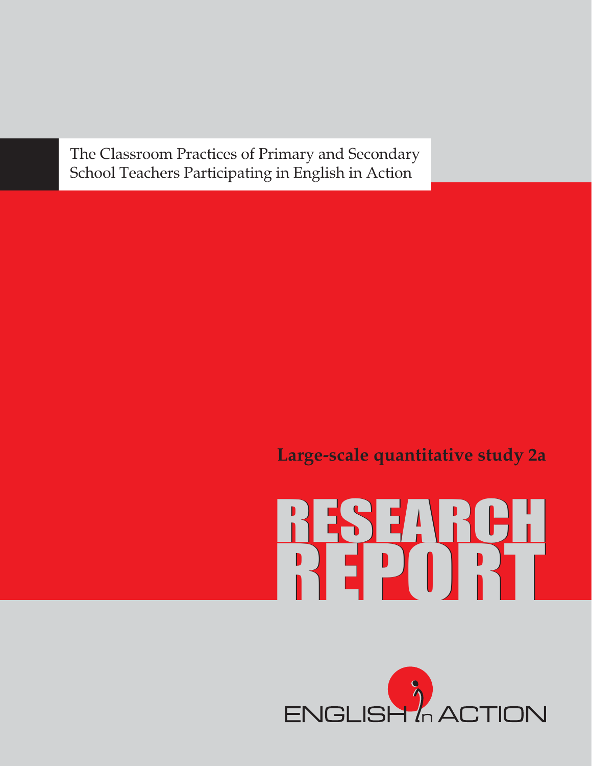# The Classroom Practices of Primary and Secondary School Teachers Participating in English in Action

**Large-scale quantitative study 2a**

# RESEARCH REPORT

ENGLISH in ACTION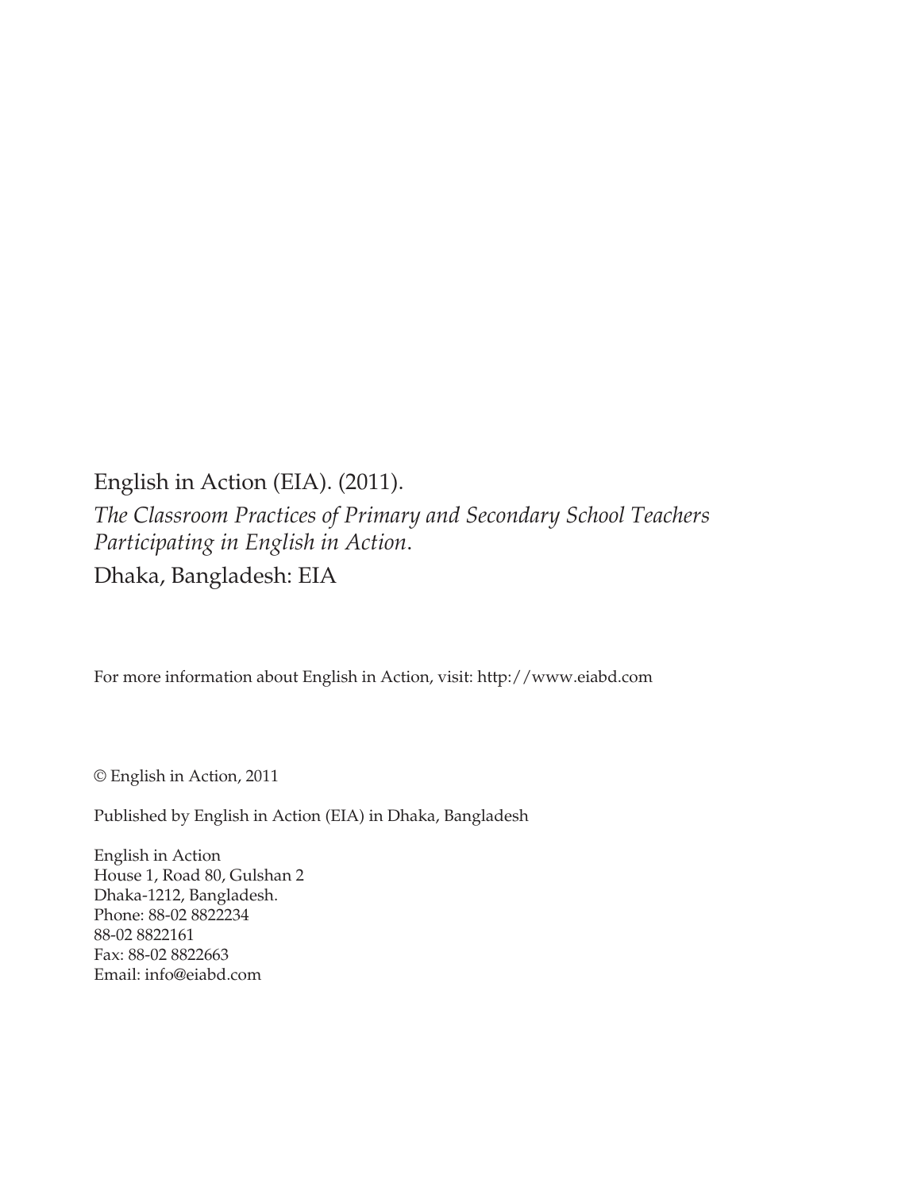English in Action (EIA). (2011).

*The Classroom Practices of Primary and Secondary School Teachers Participating in English in Action*.

Dhaka, Bangladesh: EIA

For more information about English in Action, visit: http://www.eiabd.com

© English in Action, 2011

Published by English in Action (EIA) in Dhaka, Bangladesh

English in Action
House 1, Road 80, Gulshan 2
Dhaka-1212, Bangladesh.
Phone: 88-02 8822234
88-02 8822161
Fax: 88-02 8822663
Email: info@eiabd.com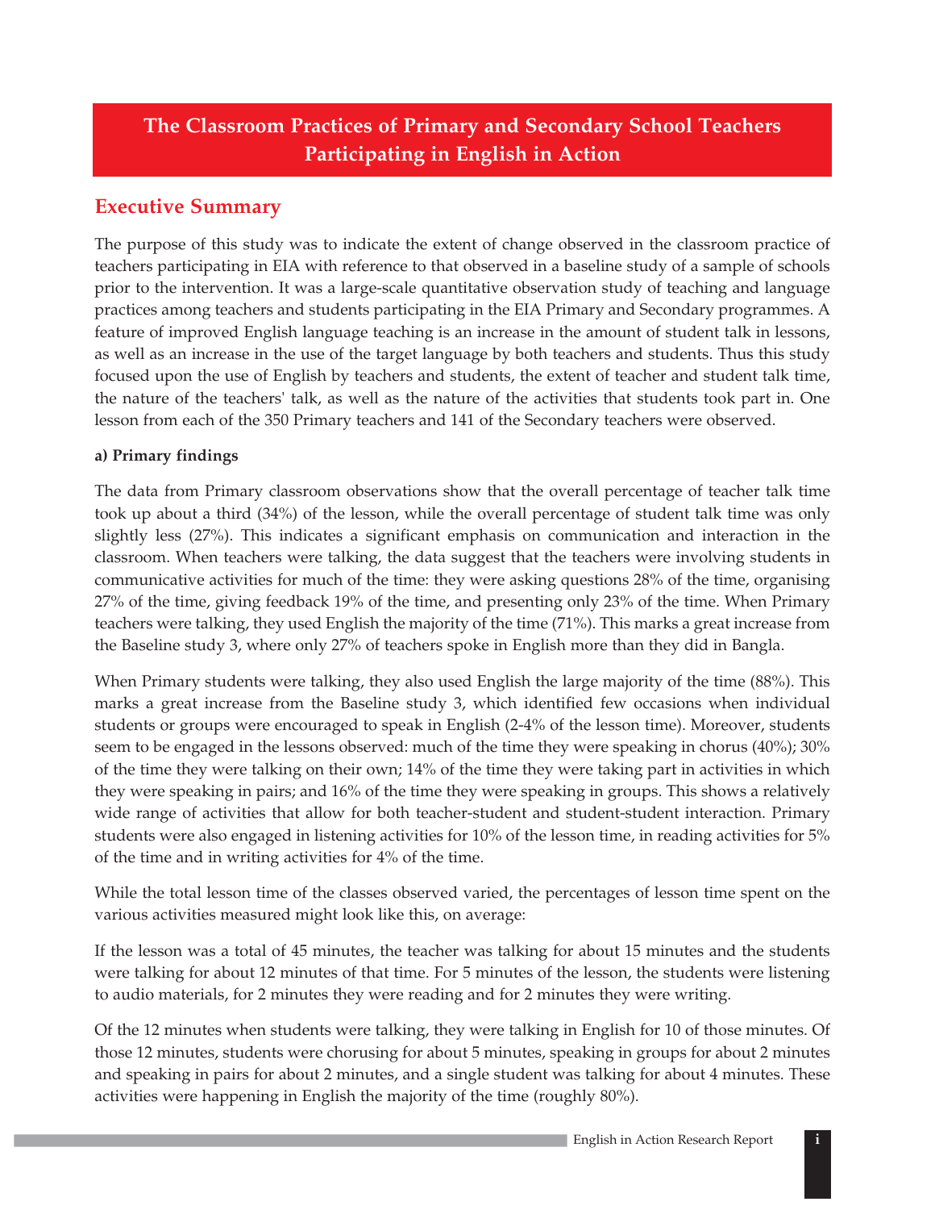# The Classroom Practices of Primary and Secondary School Teachers Participating in English in Action

## Executive Summary

The purpose of this study was to indicate the extent of change observed in the classroom practice of teachers participating in EIA with reference to that observed in a baseline study of a sample of schools prior to the intervention. It was a large-scale quantitative observation study of teaching and language practices among teachers and students participating in the EIA Primary and Secondary programmes. A feature of improved English language teaching is an increase in the amount of student talk in lessons, as well as an increase in the use of the target language by both teachers and students. Thus this study focused upon the use of English by teachers and students, the extent of teacher and student talk time, the nature of the teachers' talk, as well as the nature of the activities that students took part in. One lesson from each of the 350 Primary teachers and 141 of the Secondary teachers were observed.

**a) Primary findings**

The data from Primary classroom observations show that the overall percentage of teacher talk time took up about a third (34%) of the lesson, while the overall percentage of student talk time was only slightly less (27%). This indicates a significant emphasis on communication and interaction in the classroom. When teachers were talking, the data suggest that the teachers were involving students in communicative activities for much of the time: they were asking questions 28% of the time, organising 27% of the time, giving feedback 19% of the time, and presenting only 23% of the time. When Primary teachers were talking, they used English the majority of the time (71%). This marks a great increase from the Baseline study 3, where only 27% of teachers spoke in English more than they did in Bangla.

When Primary students were talking, they also used English the large majority of the time (88%). This marks a great increase from the Baseline study 3, which identified few occasions when individual students or groups were encouraged to speak in English (2-4% of the lesson time). Moreover, students seem to be engaged in the lessons observed: much of the time they were speaking in chorus (40%); 30% of the time they were talking on their own; 14% of the time they were taking part in activities in which they were speaking in pairs; and 16% of the time they were speaking in groups. This shows a relatively wide range of activities that allow for both teacher-student and student-student interaction. Primary students were also engaged in listening activities for 10% of the lesson time, in reading activities for 5% of the time and in writing activities for 4% of the time.

While the total lesson time of the classes observed varied, the percentages of lesson time spent on the various activities measured might look like this, on average:

If the lesson was a total of 45 minutes, the teacher was talking for about 15 minutes and the students were talking for about 12 minutes of that time. For 5 minutes of the lesson, the students were listening to audio materials, for 2 minutes they were reading and for 2 minutes they were writing.

Of the 12 minutes when students were talking, they were talking in English for 10 of those minutes. Of those 12 minutes, students were chorusing for about 5 minutes, speaking in groups for about 2 minutes and speaking in pairs for about 2 minutes, and a single student was talking for about 4 minutes. These activities were happening in English the majority of the time (roughly 80%).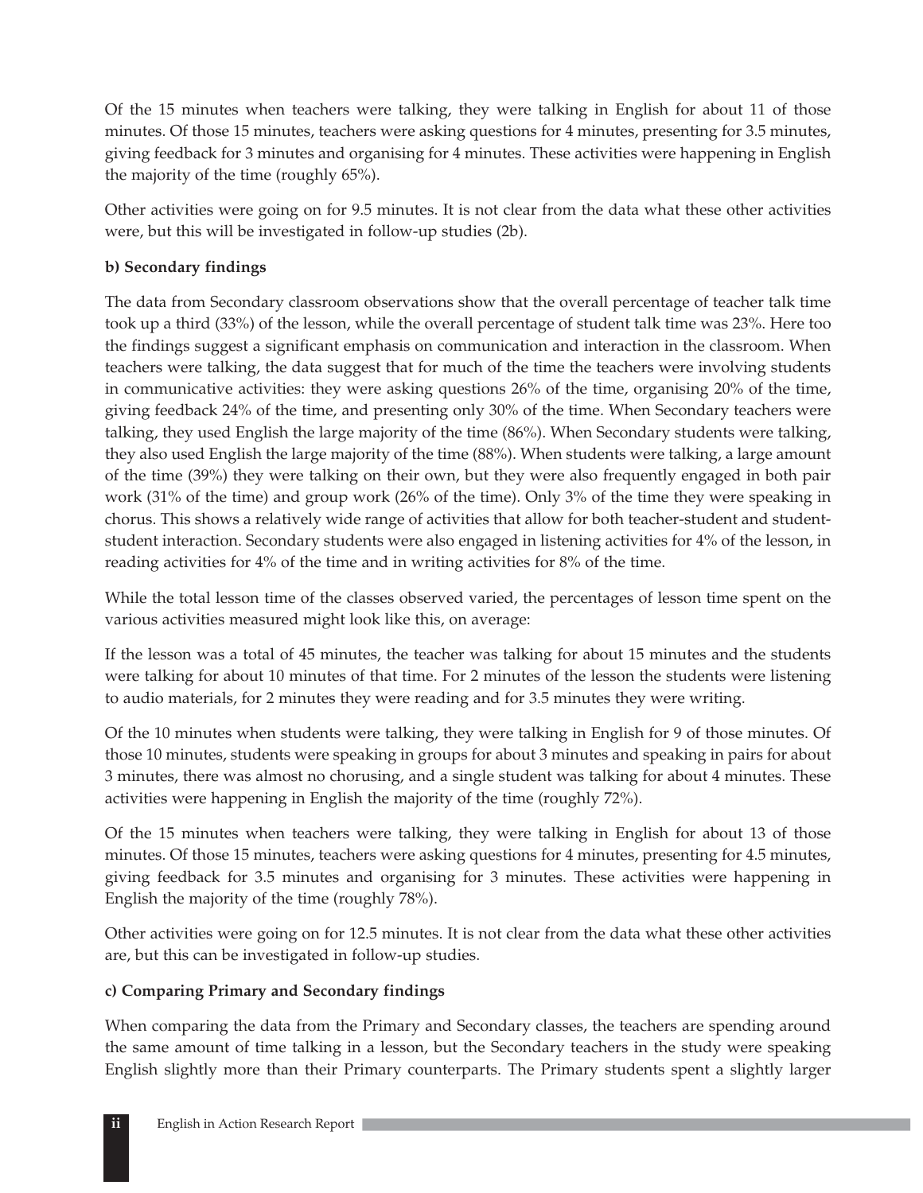Of the 15 minutes when teachers were talking, they were talking in English for about 11 of those minutes. Of those 15 minutes, teachers were asking questions for 4 minutes, presenting for 3.5 minutes, giving feedback for 3 minutes and organising for 4 minutes. These activities were happening in English the majority of the time (roughly 65%).

Other activities were going on for 9.5 minutes. It is not clear from the data what these other activities were, but this will be investigated in follow-up studies (2b).

**b) Secondary findings**

The data from Secondary classroom observations show that the overall percentage of teacher talk time took up a third (33%) of the lesson, while the overall percentage of student talk time was 23%. Here too the findings suggest a significant emphasis on communication and interaction in the classroom. When teachers were talking, the data suggest that for much of the time the teachers were involving students in communicative activities: they were asking questions 26% of the time, organising 20% of the time, giving feedback 24% of the time, and presenting only 30% of the time. When Secondary teachers were talking, they used English the large majority of the time (86%). When Secondary students were talking, they also used English the large majority of the time (88%). When students were talking, a large amount of the time (39%) they were talking on their own, but they were also frequently engaged in both pair work (31% of the time) and group work (26% of the time). Only 3% of the time they were speaking in chorus. This shows a relatively wide range of activities that allow for both teacher-student and student-student interaction. Secondary students were also engaged in listening activities for 4% of the lesson, in reading activities for 4% of the time and in writing activities for 8% of the time.

While the total lesson time of the classes observed varied, the percentages of lesson time spent on the various activities measured might look like this, on average:

If the lesson was a total of 45 minutes, the teacher was talking for about 15 minutes and the students were talking for about 10 minutes of that time. For 2 minutes of the lesson the students were listening to audio materials, for 2 minutes they were reading and for 3.5 minutes they were writing.

Of the 10 minutes when students were talking, they were talking in English for 9 of those minutes. Of those 10 minutes, students were speaking in groups for about 3 minutes and speaking in pairs for about 3 minutes, there was almost no chorusing, and a single student was talking for about 4 minutes. These activities were happening in English the majority of the time (roughly 72%).

Of the 15 minutes when teachers were talking, they were talking in English for about 13 of those minutes. Of those 15 minutes, teachers were asking questions for 4 minutes, presenting for 4.5 minutes, giving feedback for 3.5 minutes and organising for 3 minutes. These activities were happening in English the majority of the time (roughly 78%).

Other activities were going on for 12.5 minutes. It is not clear from the data what these other activities are, but this can be investigated in follow-up studies.

**c) Comparing Primary and Secondary findings**

When comparing the data from the Primary and Secondary classes, the teachers are spending around the same amount of time talking in a lesson, but the Secondary teachers in the study were speaking English slightly more than their Primary counterparts. The Primary students spent a slightly larger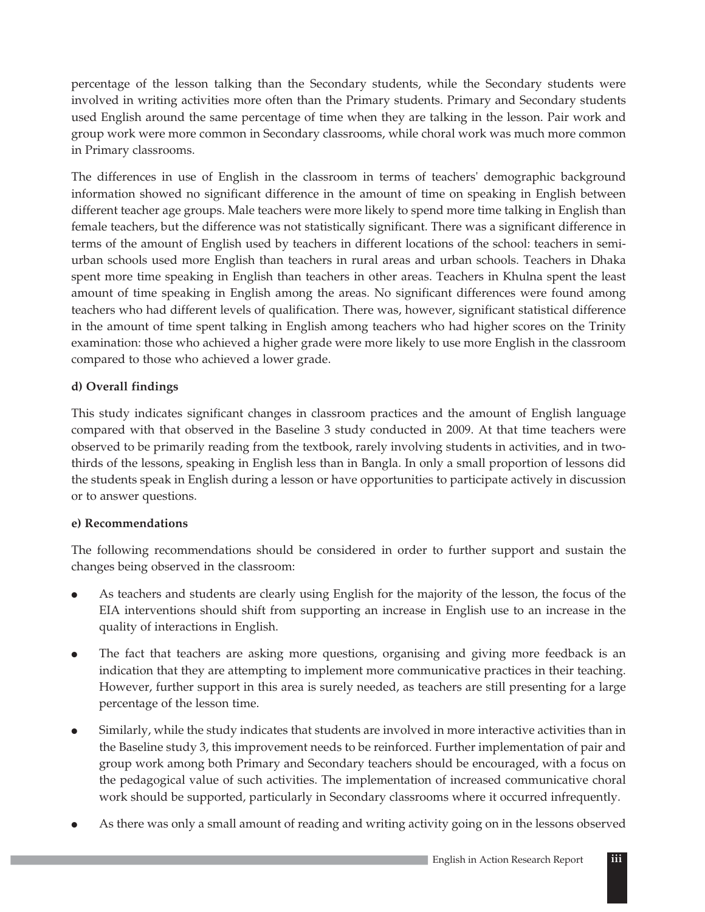percentage of the lesson talking than the Secondary students, while the Secondary students were involved in writing activities more often than the Primary students. Primary and Secondary students used English around the same percentage of time when they are talking in the lesson. Pair work and group work were more common in Secondary classrooms, while choral work was much more common in Primary classrooms.

The differences in use of English in the classroom in terms of teachers' demographic background information showed no significant difference in the amount of time on speaking in English between different teacher age groups. Male teachers were more likely to spend more time talking in English than female teachers, but the difference was not statistically significant. There was a significant difference in terms of the amount of English used by teachers in different locations of the school: teachers in semi-urban schools used more English than teachers in rural areas and urban schools. Teachers in Dhaka spent more time speaking in English than teachers in other areas. Teachers in Khulna spent the least amount of time speaking in English among the areas. No significant differences were found among teachers who had different levels of qualification. There was, however, significant statistical difference in the amount of time spent talking in English among teachers who had higher scores on the Trinity examination: those who achieved a higher grade were more likely to use more English in the classroom compared to those who achieved a lower grade.

**d) Overall findings**

This study indicates significant changes in classroom practices and the amount of English language compared with that observed in the Baseline 3 study conducted in 2009. At that time teachers were observed to be primarily reading from the textbook, rarely involving students in activities, and in two-thirds of the lessons, speaking in English less than in Bangla. In only a small proportion of lessons did the students speak in English during a lesson or have opportunities to participate actively in discussion or to answer questions.

**e) Recommendations**

The following recommendations should be considered in order to further support and sustain the changes being observed in the classroom:

- As teachers and students are clearly using English for the majority of the lesson, the focus of the EIA interventions should shift from supporting an increase in English use to an increase in the quality of interactions in English.
- The fact that teachers are asking more questions, organising and giving more feedback is an indication that they are attempting to implement more communicative practices in their teaching. However, further support in this area is surely needed, as teachers are still presenting for a large percentage of the lesson time.
- Similarly, while the study indicates that students are involved in more interactive activities than in the Baseline study 3, this improvement needs to be reinforced. Further implementation of pair and group work among both Primary and Secondary teachers should be encouraged, with a focus on the pedagogical value of such activities. The implementation of increased communicative choral work should be supported, particularly in Secondary classrooms where it occurred infrequently.
- As there was only a small amount of reading and writing activity going on in the lessons observed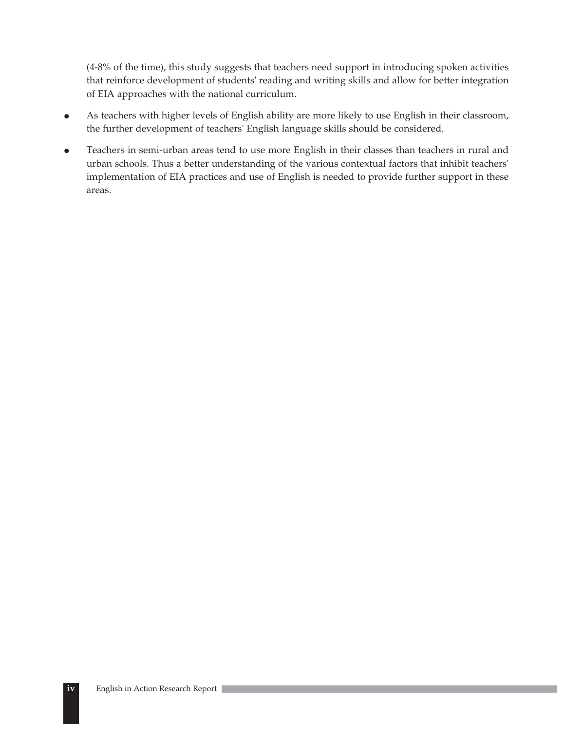(4-8% of the time), this study suggests that teachers need support in introducing spoken activities that reinforce development of students' reading and writing skills and allow for better integration of EIA approaches with the national curriculum.

- As teachers with higher levels of English ability are more likely to use English in their classroom, the further development of teachers' English language skills should be considered.
- Teachers in semi-urban areas tend to use more English in their classes than teachers in rural and urban schools. Thus a better understanding of the various contextual factors that inhibit teachers' implementation of EIA practices and use of English is needed to provide further support in these areas.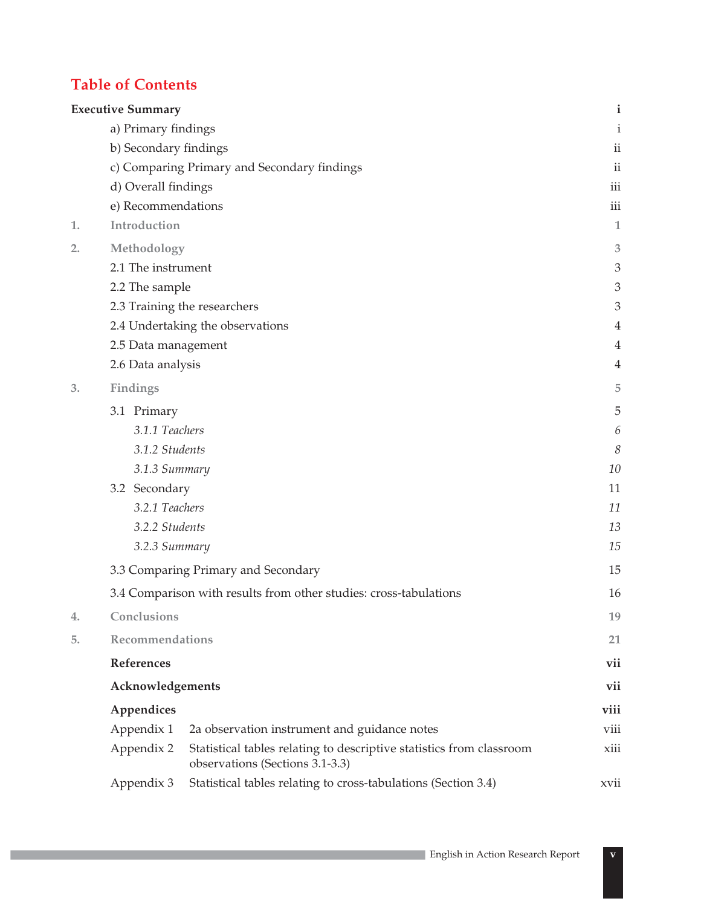# Table of Contents

| | | |
|---|---|---|
| **Executive Summary** | | **i** |
| | a) Primary findings | i |
| | b) Secondary findings | ii |
| | c) Comparing Primary and Secondary findings | ii |
| | d) Overall findings | iii |
| | e) Recommendations | iii |
| **1.** | **Introduction** | **1** |
| **2.** | **Methodology** | **3** |
| | 2.1 The instrument | 3 |
| | 2.2 The sample | 3 |
| | 2.3 Training the researchers | 3 |
| | 2.4 Undertaking the observations | 4 |
| | 2.5 Data management | 4 |
| | 2.6 Data analysis | 4 |
| **3.** | **Findings** | **5** |
| | 3.1 Primary | 5 |
| | *3.1.1 Teachers* | *6* |
| | *3.1.2 Students* | *8* |
| | *3.1.3 Summary* | *10* |
| | 3.2 Secondary | 11 |
| | *3.2.1 Teachers* | *11* |
| | *3.2.2 Students* | *13* |
| | *3.2.3 Summary* | *15* |
| | 3.3 Comparing Primary and Secondary | 15 |
| | 3.4 Comparison with results from other studies: cross-tabulations | 16 |
| **4.** | **Conclusions** | **19** |
| **5.** | **Recommendations** | **21** |
| | **References** | **vii** |
| | **Acknowledgements** | **vii** |
| | **Appendices** | **viii** |
| | Appendix 1 2a observation instrument and guidance notes | viii |
| | Appendix 2 Statistical tables relating to descriptive statistics from classroom observations (Sections 3.1-3.3) | xiii |
| | Appendix 3 Statistical tables relating to cross-tabulations (Section 3.4) | xvii |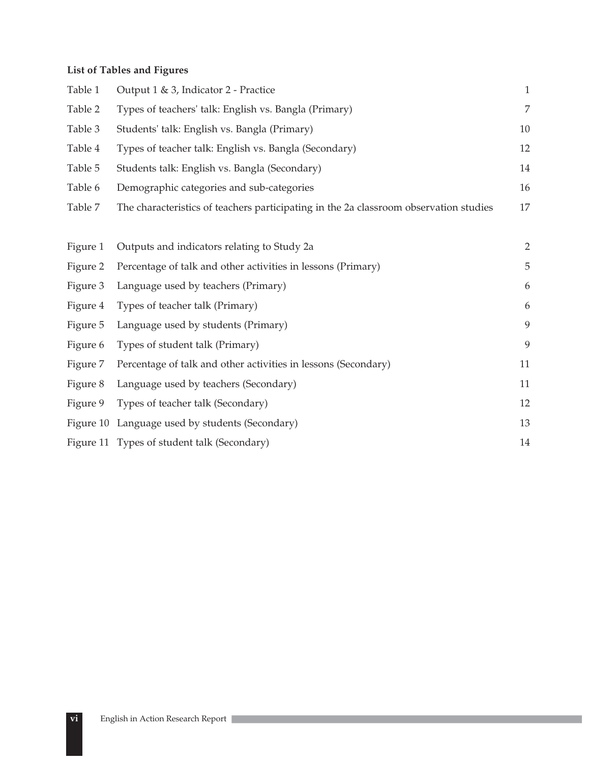**List of Tables and Figures**

| | | |
|---|---|---|
| Table 1 | Output 1 & 3, Indicator 2 - Practice | 1 |
| Table 2 | Types of teachers' talk: English vs. Bangla (Primary) | 7 |
| Table 3 | Students' talk: English vs. Bangla (Primary) | 10 |
| Table 4 | Types of teacher talk: English vs. Bangla (Secondary) | 12 |
| Table 5 | Students talk: English vs. Bangla (Secondary) | 14 |
| Table 6 | Demographic categories and sub-categories | 16 |
| Table 7 | The characteristics of teachers participating in the 2a classroom observation studies | 17 |

| | | |
|---|---|---|
| Figure 1 | Outputs and indicators relating to Study 2a | 2 |
| Figure 2 | Percentage of talk and other activities in lessons (Primary) | 5 |
| Figure 3 | Language used by teachers (Primary) | 6 |
| Figure 4 | Types of teacher talk (Primary) | 6 |
| Figure 5 | Language used by students (Primary) | 9 |
| Figure 6 | Types of student talk (Primary) | 9 |
| Figure 7 | Percentage of talk and other activities in lessons (Secondary) | 11 |
| Figure 8 | Language used by teachers (Secondary) | 11 |
| Figure 9 | Types of teacher talk (Secondary) | 12 |
| Figure 10 | Language used by students (Secondary) | 13 |
| Figure 11 | Types of student talk (Secondary) | 14 |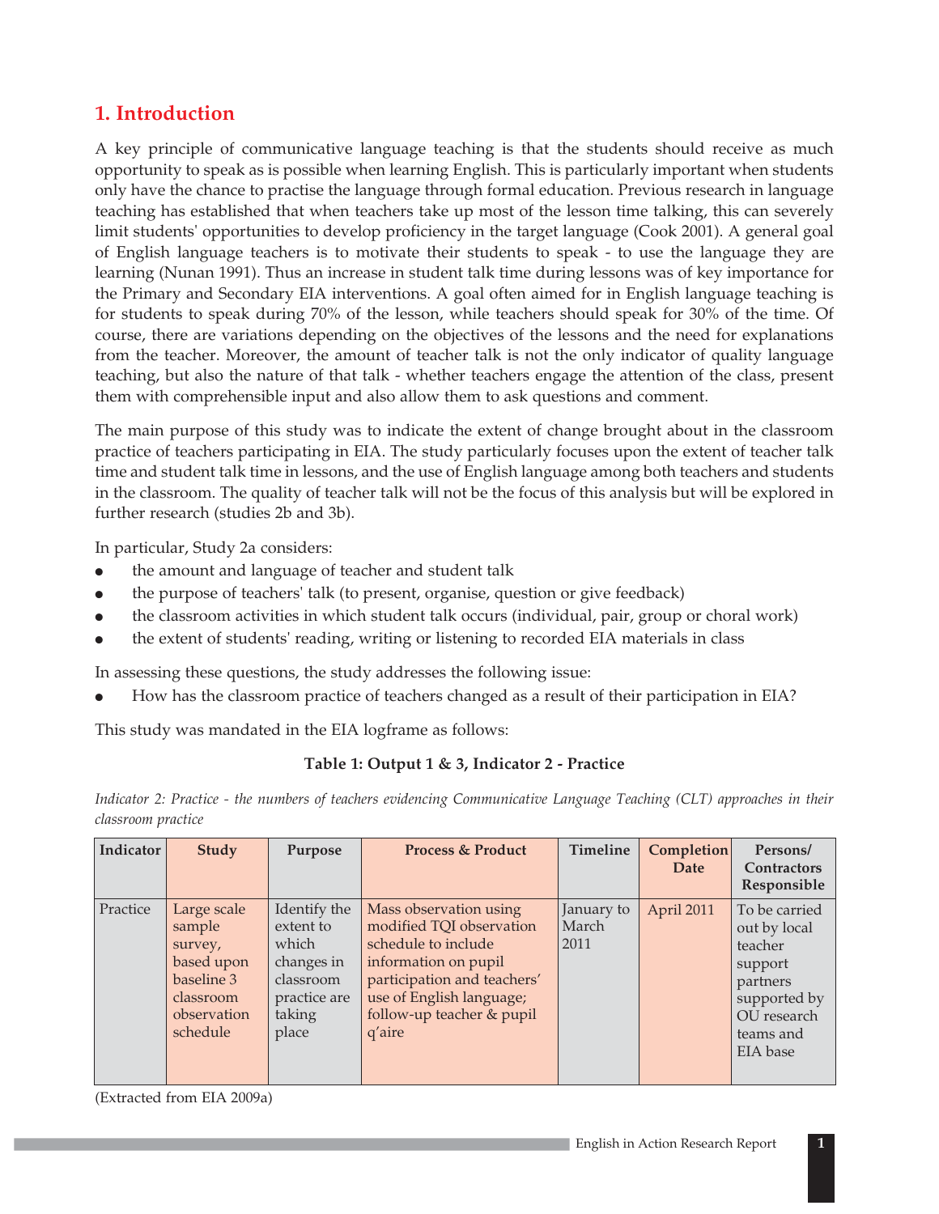## 1. Introduction

A key principle of communicative language teaching is that the students should receive as much opportunity to speak as is possible when learning English. This is particularly important when students only have the chance to practise the language through formal education. Previous research in language teaching has established that when teachers take up most of the lesson time talking, this can severely limit students' opportunities to develop proficiency in the target language (Cook 2001). A general goal of English language teachers is to motivate their students to speak - to use the language they are learning (Nunan 1991). Thus an increase in student talk time during lessons was of key importance for the Primary and Secondary EIA interventions. A goal often aimed for in English language teaching is for students to speak during 70% of the lesson, while teachers should speak for 30% of the time. Of course, there are variations depending on the objectives of the lessons and the need for explanations from the teacher. Moreover, the amount of teacher talk is not the only indicator of quality language teaching, but also the nature of that talk - whether teachers engage the attention of the class, present them with comprehensible input and also allow them to ask questions and comment.

The main purpose of this study was to indicate the extent of change brought about in the classroom practice of teachers participating in EIA. The study particularly focuses upon the extent of teacher talk time and student talk time in lessons, and the use of English language among both teachers and students in the classroom. The quality of teacher talk will not be the focus of this analysis but will be explored in further research (studies 2b and 3b).

In particular, Study 2a considers:

- the amount and language of teacher and student talk
- the purpose of teachers' talk (to present, organise, question or give feedback)
- the classroom activities in which student talk occurs (individual, pair, group or choral work)
- the extent of students' reading, writing or listening to recorded EIA materials in class

In assessing these questions, the study addresses the following issue:

- How has the classroom practice of teachers changed as a result of their participation in EIA?

This study was mandated in the EIA logframe as follows:

**Table 1: Output 1 & 3, Indicator 2 - Practice**

*Indicator 2: Practice - the numbers of teachers evidencing Communicative Language Teaching (CLT) approaches in their classroom practice*

| Indicator | Study | Purpose | Process & Product | Timeline | Completion Date | Persons/ Contractors Responsible |
|---|---|---|---|---|---|---|
| Practice | Large scale sample survey, based upon baseline 3 classroom observation schedule | Identify the extent to which changes in classroom practice are taking place | Mass observation using modified TQI observation schedule to include information on pupil participation and teachers' use of English language; follow-up teacher & pupil q'aire | January to March 2011 | April 2011 | To be carried out by local teacher support partners supported by OU research teams and EIA base |

(Extracted from EIA 2009a)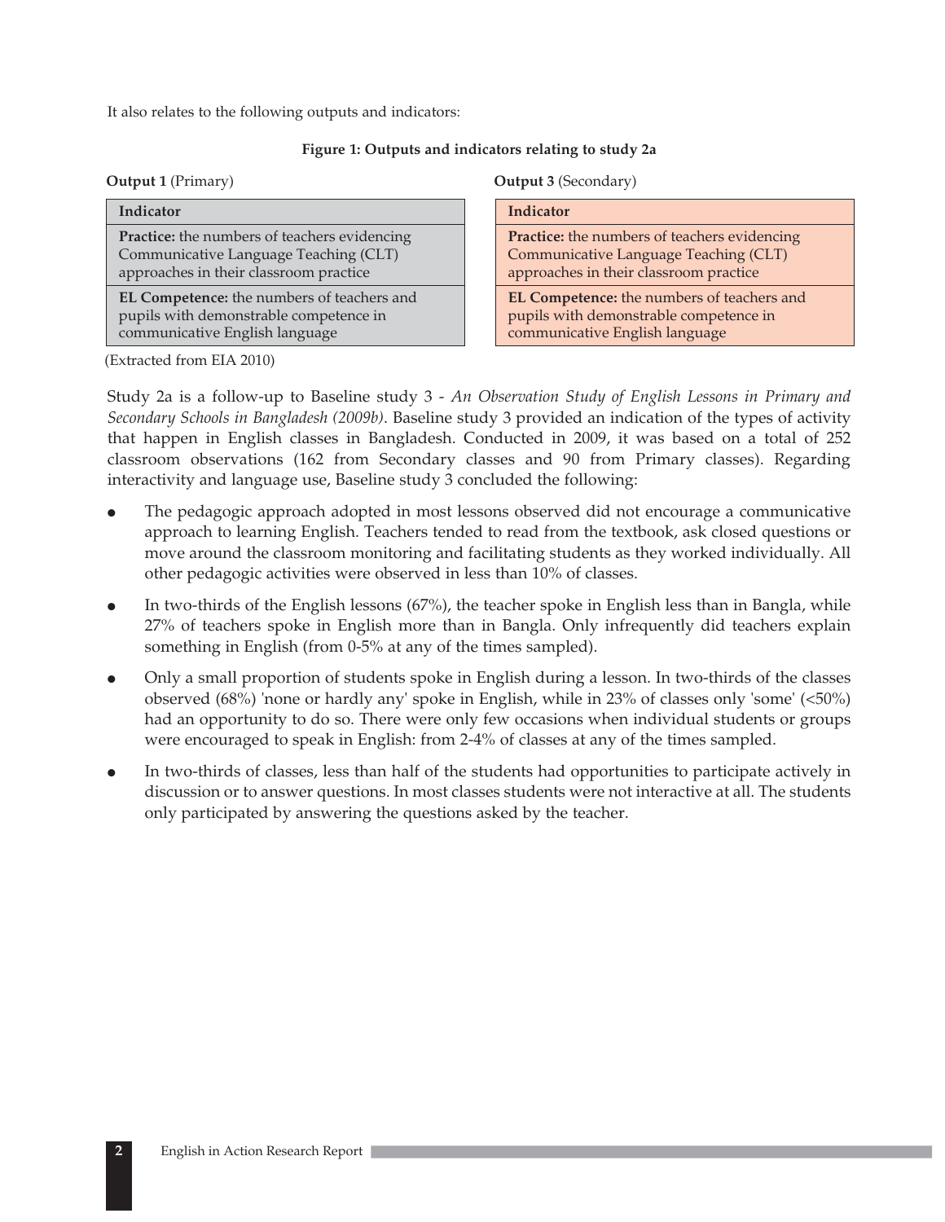It also relates to the following outputs and indicators:

**Figure 1: Outputs and indicators relating to study 2a**

**Output 1** (Primary)

| Indicator |
|---|
| **Practice:** the numbers of teachers evidencing Communicative Language Teaching (CLT) approaches in their classroom practice |
| **EL Competence:** the numbers of teachers and pupils with demonstrable competence in communicative English language |

**Output 3** (Secondary)

| Indicator |
|---|
| **Practice:** the numbers of teachers evidencing Communicative Language Teaching (CLT) approaches in their classroom practice |
| **EL Competence:** the numbers of teachers and pupils with demonstrable competence in communicative English language |

(Extracted from EIA 2010)

Study 2a is a follow-up to Baseline study 3 - *An Observation Study of English Lessons in Primary and Secondary Schools in Bangladesh (2009b)*. Baseline study 3 provided an indication of the types of activity that happen in English classes in Bangladesh. Conducted in 2009, it was based on a total of 252 classroom observations (162 from Secondary classes and 90 from Primary classes). Regarding interactivity and language use, Baseline study 3 concluded the following:

- The pedagogic approach adopted in most lessons observed did not encourage a communicative approach to learning English. Teachers tended to read from the textbook, ask closed questions or move around the classroom monitoring and facilitating students as they worked individually. All other pedagogic activities were observed in less than 10% of classes.
- In two-thirds of the English lessons (67%), the teacher spoke in English less than in Bangla, while 27% of teachers spoke in English more than in Bangla. Only infrequently did teachers explain something in English (from 0-5% at any of the times sampled).
- Only a small proportion of students spoke in English during a lesson. In two-thirds of the classes observed (68%) 'none or hardly any' spoke in English, while in 23% of classes only 'some' (<50%) had an opportunity to do so. There were only few occasions when individual students or groups were encouraged to speak in English: from 2-4% of classes at any of the times sampled.
- In two-thirds of classes, less than half of the students had opportunities to participate actively in discussion or to answer questions. In most classes students were not interactive at all. The students only participated by answering the questions asked by the teacher.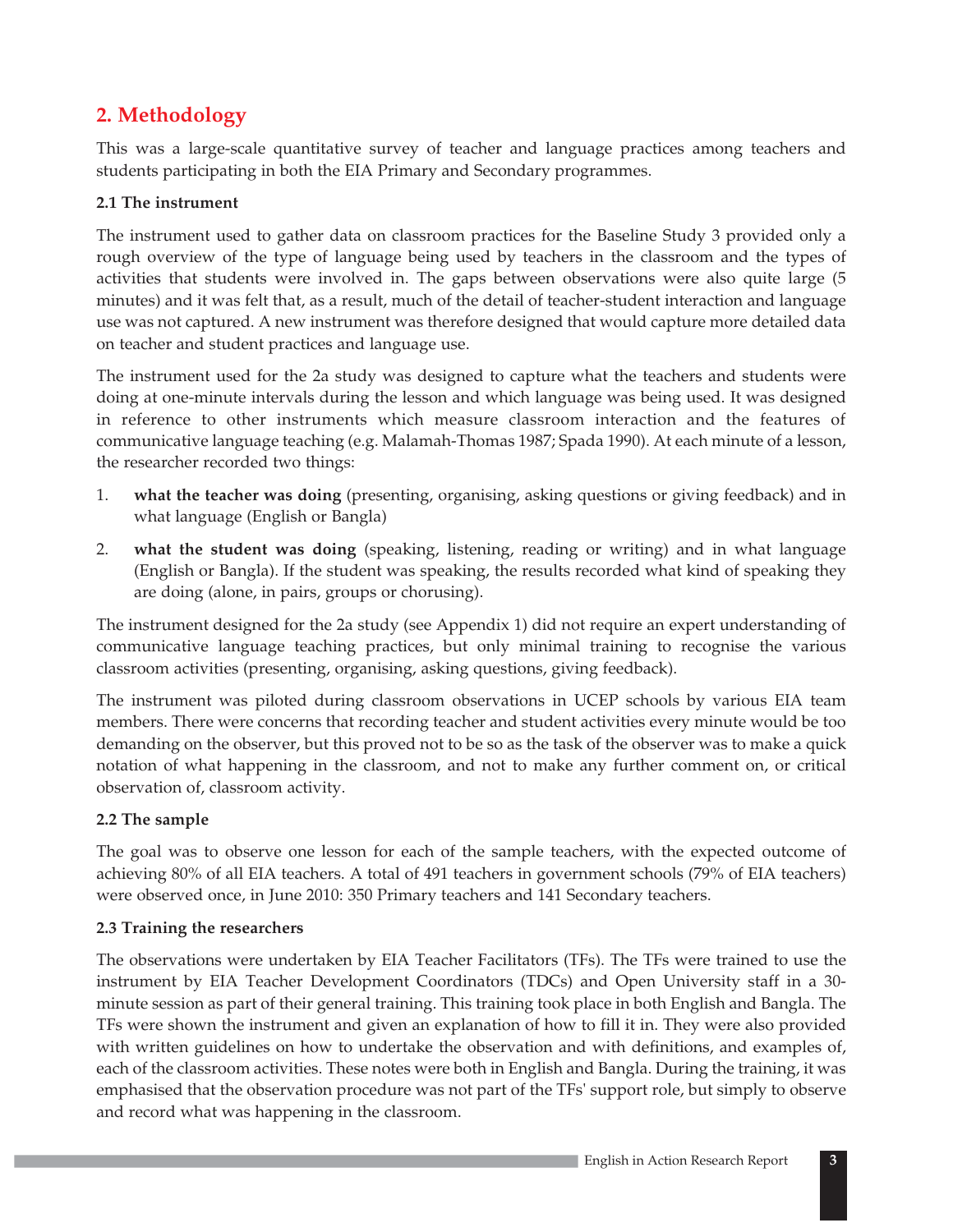## 2. Methodology

This was a large-scale quantitative survey of teacher and language practices among teachers and students participating in both the EIA Primary and Secondary programmes.

### 2.1 The instrument

The instrument used to gather data on classroom practices for the Baseline Study 3 provided only a rough overview of the type of language being used by teachers in the classroom and the types of activities that students were involved in. The gaps between observations were also quite large (5 minutes) and it was felt that, as a result, much of the detail of teacher-student interaction and language use was not captured. A new instrument was therefore designed that would capture more detailed data on teacher and student practices and language use.

The instrument used for the 2a study was designed to capture what the teachers and students were doing at one-minute intervals during the lesson and which language was being used. It was designed in reference to other instruments which measure classroom interaction and the features of communicative language teaching (e.g. Malamah-Thomas 1987; Spada 1990). At each minute of a lesson, the researcher recorded two things:

1. **what the teacher was doing** (presenting, organising, asking questions or giving feedback) and in what language (English or Bangla)
2. **what the student was doing** (speaking, listening, reading or writing) and in what language (English or Bangla). If the student was speaking, the results recorded what kind of speaking they are doing (alone, in pairs, groups or chorusing).

The instrument designed for the 2a study (see Appendix 1) did not require an expert understanding of communicative language teaching practices, but only minimal training to recognise the various classroom activities (presenting, organising, asking questions, giving feedback).

The instrument was piloted during classroom observations in UCEP schools by various EIA team members. There were concerns that recording teacher and student activities every minute would be too demanding on the observer, but this proved not to be so as the task of the observer was to make a quick notation of what happening in the classroom, and not to make any further comment on, or critical observation of, classroom activity.

### 2.2 The sample

The goal was to observe one lesson for each of the sample teachers, with the expected outcome of achieving 80% of all EIA teachers. A total of 491 teachers in government schools (79% of EIA teachers) were observed once, in June 2010: 350 Primary teachers and 141 Secondary teachers.

### 2.3 Training the researchers

The observations were undertaken by EIA Teacher Facilitators (TFs). The TFs were trained to use the instrument by EIA Teacher Development Coordinators (TDCs) and Open University staff in a 30-minute session as part of their general training. This training took place in both English and Bangla. The TFs were shown the instrument and given an explanation of how to fill it in. They were also provided with written guidelines on how to undertake the observation and with definitions, and examples of, each of the classroom activities. These notes were both in English and Bangla. During the training, it was emphasised that the observation procedure was not part of the TFs' support role, but simply to observe and record what was happening in the classroom.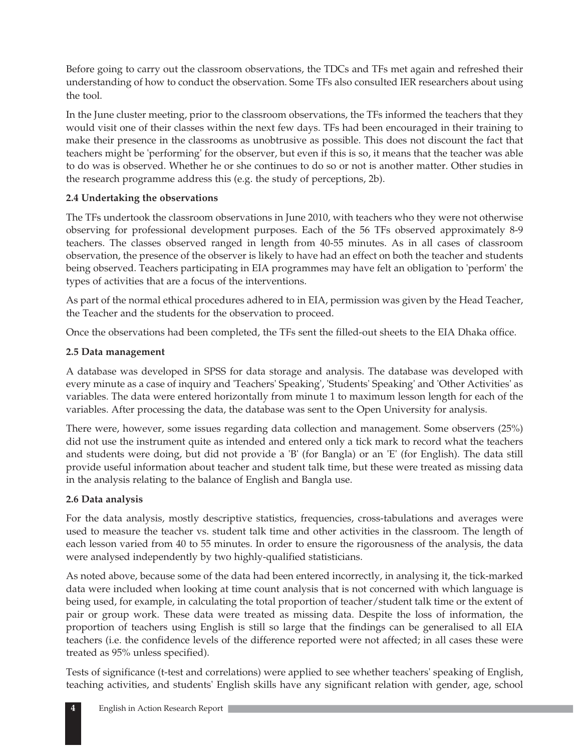Before going to carry out the classroom observations, the TDCs and TFs met again and refreshed their understanding of how to conduct the observation. Some TFs also consulted IER researchers about using the tool.

In the June cluster meeting, prior to the classroom observations, the TFs informed the teachers that they would visit one of their classes within the next few days. TFs had been encouraged in their training to make their presence in the classrooms as unobtrusive as possible. This does not discount the fact that teachers might be 'performing' for the observer, but even if this is so, it means that the teacher was able to do was is observed. Whether he or she continues to do so or not is another matter. Other studies in the research programme address this (e.g. the study of perceptions, 2b).

### 2.4 Undertaking the observations

The TFs undertook the classroom observations in June 2010, with teachers who they were not otherwise observing for professional development purposes. Each of the 56 TFs observed approximately 8-9 teachers. The classes observed ranged in length from 40-55 minutes. As in all cases of classroom observation, the presence of the observer is likely to have had an effect on both the teacher and students being observed. Teachers participating in EIA programmes may have felt an obligation to 'perform' the types of activities that are a focus of the interventions.

As part of the normal ethical procedures adhered to in EIA, permission was given by the Head Teacher, the Teacher and the students for the observation to proceed.

Once the observations had been completed, the TFs sent the filled-out sheets to the EIA Dhaka office.

### 2.5 Data management

A database was developed in SPSS for data storage and analysis. The database was developed with every minute as a case of inquiry and 'Teachers' Speaking', 'Students' Speaking' and 'Other Activities' as variables. The data were entered horizontally from minute 1 to maximum lesson length for each of the variables. After processing the data, the database was sent to the Open University for analysis.

There were, however, some issues regarding data collection and management. Some observers (25%) did not use the instrument quite as intended and entered only a tick mark to record what the teachers and students were doing, but did not provide a 'B' (for Bangla) or an 'E' (for English). The data still provide useful information about teacher and student talk time, but these were treated as missing data in the analysis relating to the balance of English and Bangla use.

### 2.6 Data analysis

For the data analysis, mostly descriptive statistics, frequencies, cross-tabulations and averages were used to measure the teacher vs. student talk time and other activities in the classroom. The length of each lesson varied from 40 to 55 minutes. In order to ensure the rigorousness of the analysis, the data were analysed independently by two highly-qualified statisticians.

As noted above, because some of the data had been entered incorrectly, in analysing it, the tick-marked data were included when looking at time count analysis that is not concerned with which language is being used, for example, in calculating the total proportion of teacher/student talk time or the extent of pair or group work. These data were treated as missing data. Despite the loss of information, the proportion of teachers using English is still so large that the findings can be generalised to all EIA teachers (i.e. the confidence levels of the difference reported were not affected; in all cases these were treated as 95% unless specified).

Tests of significance (t-test and correlations) were applied to see whether teachers' speaking of English, teaching activities, and students' English skills have any significant relation with gender, age, school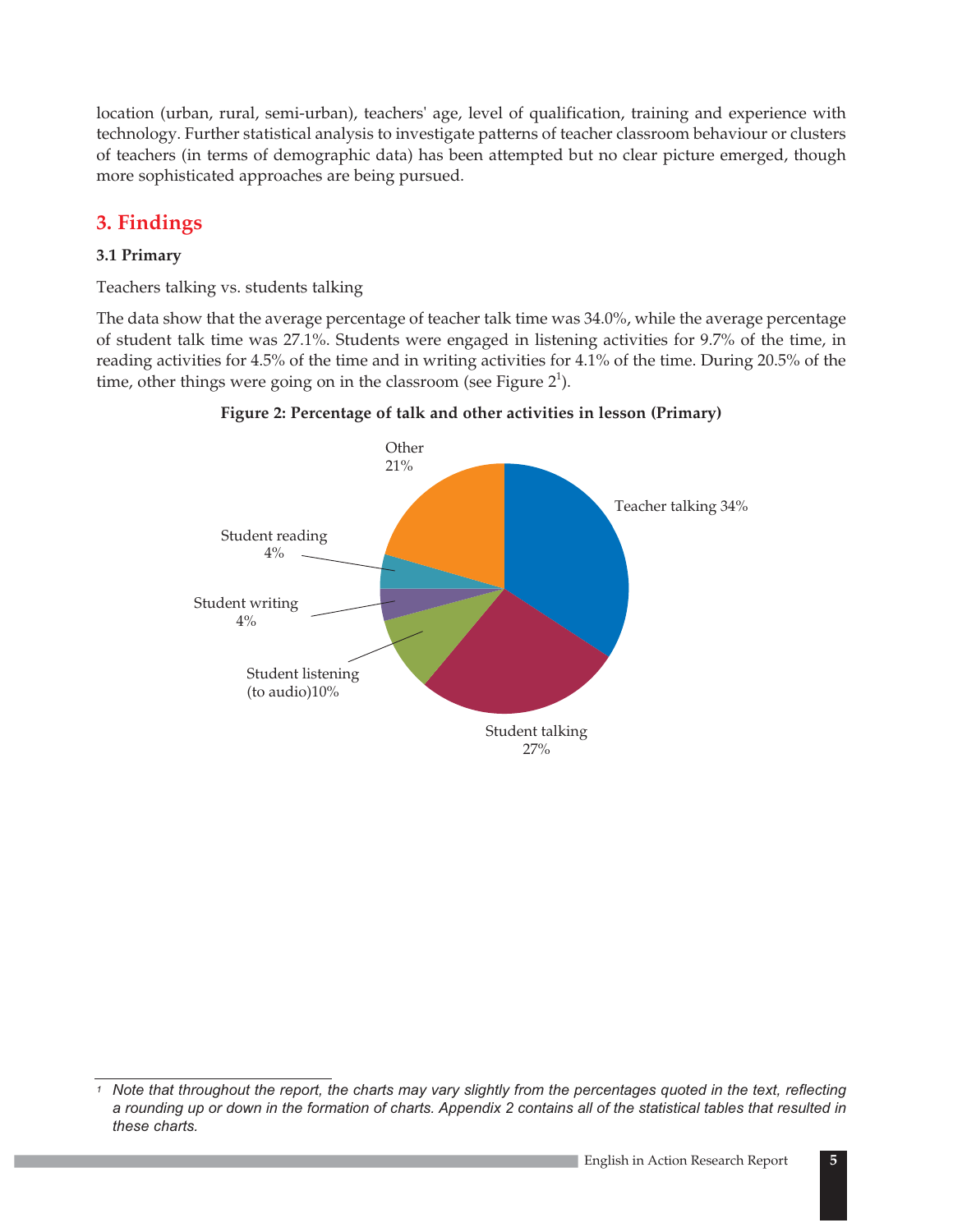location (urban, rural, semi-urban), teachers' age, level of qualification, training and experience with technology. Further statistical analysis to investigate patterns of teacher classroom behaviour or clusters of teachers (in terms of demographic data) has been attempted but no clear picture emerged, though more sophisticated approaches are being pursued.

## 3. Findings

### 3.1 Primary

Teachers talking vs. students talking

The data show that the average percentage of teacher talk time was 34.0%, while the average percentage of student talk time was 27.1%. Students were engaged in listening activities for 9.7% of the time, in reading activities for 4.5% of the time and in writing activities for 4.1% of the time. During 20.5% of the time, other things were going on in the classroom (see Figure 2[1]).

**Figure 2: Percentage of talk and other activities in lesson (Primary)**

Other 21%

Teacher talking 34%

Student reading 4%

Student writing 4%

Student listening (to audio)10%

Student talking 27%

---

[1] *Note that throughout the report, the charts may vary slightly from the percentages quoted in the text, reflecting a rounding up or down in the formation of charts. Appendix 2 contains all of the statistical tables that resulted in these charts.*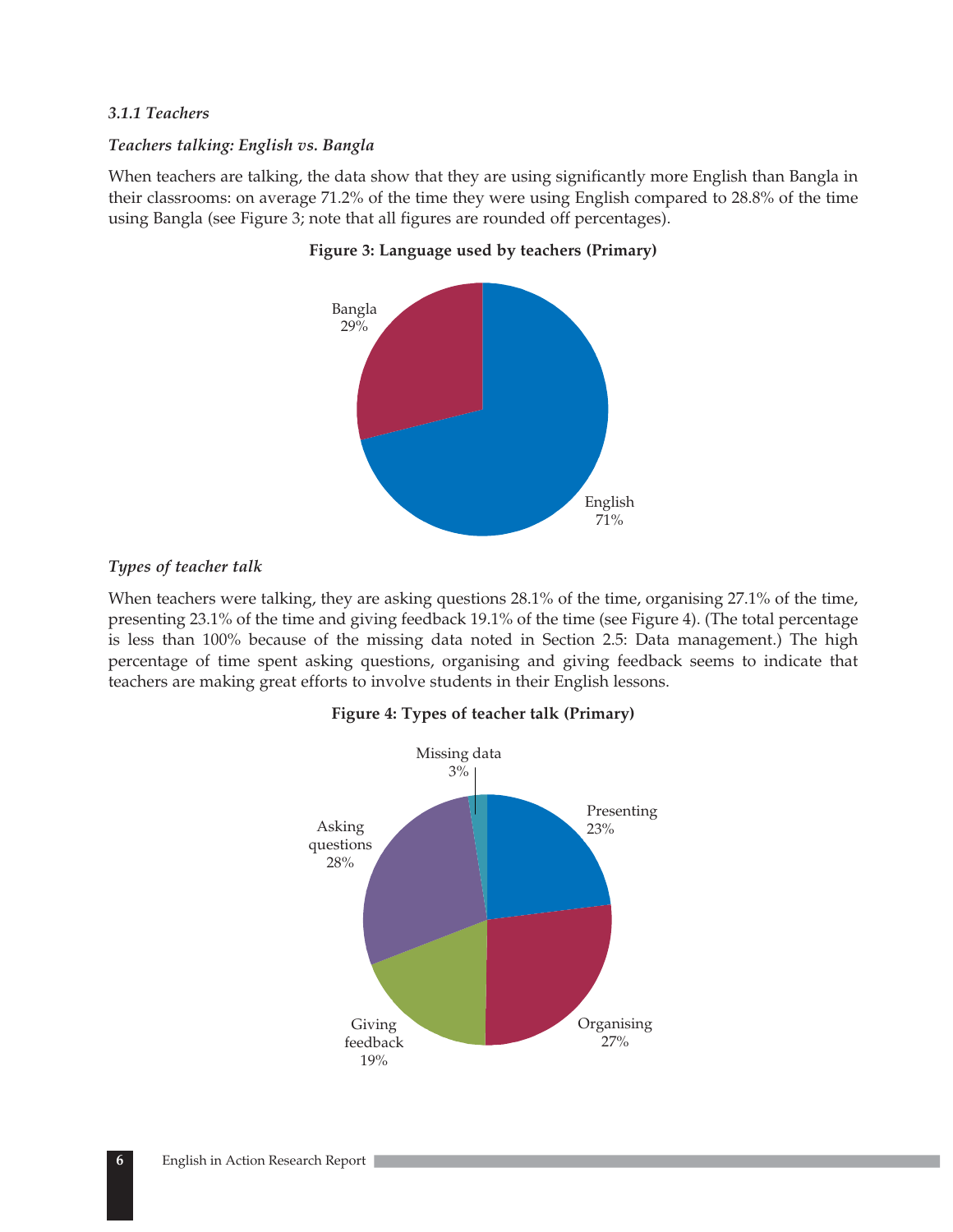### *3.1.1 Teachers*

***Teachers talking: English vs. Bangla***

When teachers are talking, the data show that they are using significantly more English than Bangla in their classrooms: on average 71.2% of the time they were using English compared to 28.8% of the time using Bangla (see Figure 3; note that all figures are rounded off percentages).

**Figure 3: Language used by teachers (Primary)**

Bangla 29%

English 71%

***Types of teacher talk***

When teachers were talking, they are asking questions 28.1% of the time, organising 27.1% of the time, presenting 23.1% of the time and giving feedback 19.1% of the time (see Figure 4). (The total percentage is less than 100% because of the missing data noted in Section 2.5: Data management.) The high percentage of time spent asking questions, organising and giving feedback seems to indicate that teachers are making great efforts to involve students in their English lessons.

**Figure 4: Types of teacher talk (Primary)**

Missing data 3%

Presenting 23%

Organising 27%

Giving feedback 19%

Asking questions 28%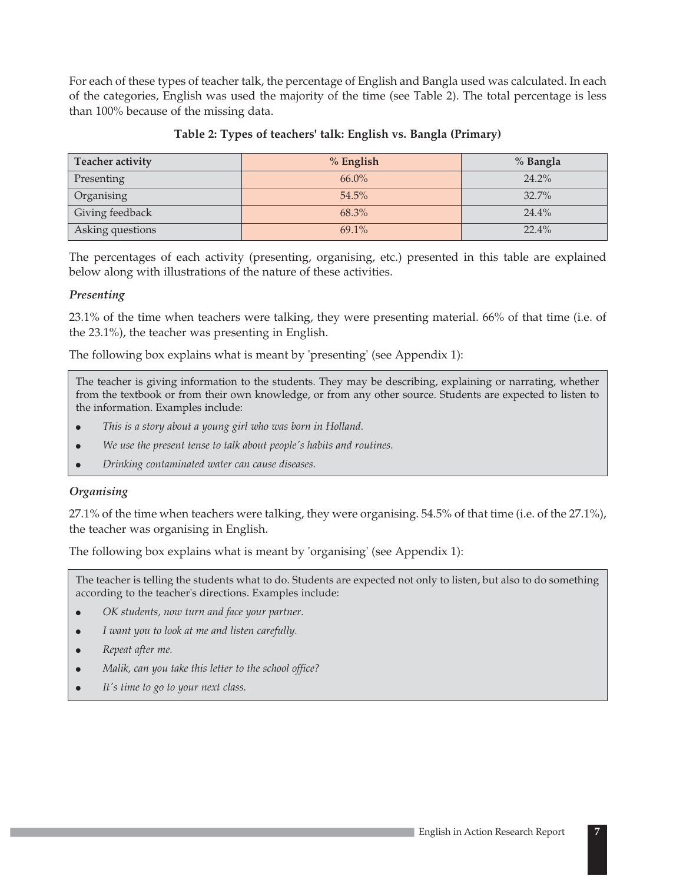For each of these types of teacher talk, the percentage of English and Bangla used was calculated. In each of the categories, English was used the majority of the time (see Table 2). The total percentage is less than 100% because of the missing data.

**Table 2: Types of teachers' talk: English vs. Bangla (Primary)**

| Teacher activity | % English | % Bangla |
|---|---|---|
| Presenting | 66.0% | 24.2% |
| Organising | 54.5% | 32.7% |
| Giving feedback | 68.3% | 24.4% |
| Asking questions | 69.1% | 22.4% |

The percentages of each activity (presenting, organising, etc.) presented in this table are explained below along with illustrations of the nature of these activities.

***Presenting***

23.1% of the time when teachers were talking, they were presenting material. 66% of that time (i.e. of the 23.1%), the teacher was presenting in English.

The following box explains what is meant by 'presenting' (see Appendix 1):

> The teacher is giving information to the students. They may be describing, explaining or narrating, whether from the textbook or from their own knowledge, or from any other source. Students are expected to listen to the information. Examples include:
>
> - *This is a story about a young girl who was born in Holland.*
> - *We use the present tense to talk about people's habits and routines.*
> - *Drinking contaminated water can cause diseases.*

***Organising***

27.1% of the time when teachers were talking, they were organising. 54.5% of that time (i.e. of the 27.1%), the teacher was organising in English.

The following box explains what is meant by 'organising' (see Appendix 1):

> The teacher is telling the students what to do. Students are expected not only to listen, but also to do something according to the teacher's directions. Examples include:
>
> - *OK students, now turn and face your partner.*
> - *I want you to look at me and listen carefully.*
> - *Repeat after me.*
> - *Malik, can you take this letter to the school office?*
> - *It's time to go to your next class.*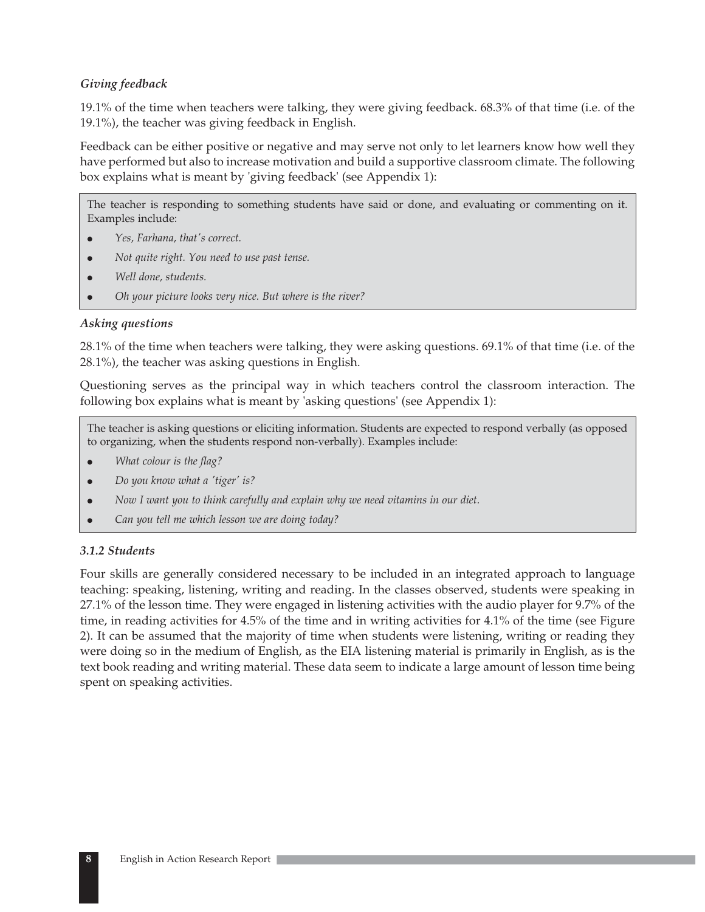*Giving feedback*

19.1% of the time when teachers were talking, they were giving feedback. 68.3% of that time (i.e. of the 19.1%), the teacher was giving feedback in English.

Feedback can be either positive or negative and may serve not only to let learners know how well they have performed but also to increase motivation and build a supportive classroom climate. The following box explains what is meant by 'giving feedback' (see Appendix 1):

> The teacher is responding to something students have said or done, and evaluating or commenting on it. Examples include:
>
> - *Yes, Farhana, that's correct.*
> - *Not quite right. You need to use past tense.*
> - *Well done, students.*
> - *Oh your picture looks very nice. But where is the river?*

*Asking questions*

28.1% of the time when teachers were talking, they were asking questions. 69.1% of that time (i.e. of the 28.1%), the teacher was asking questions in English.

Questioning serves as the principal way in which teachers control the classroom interaction. The following box explains what is meant by 'asking questions' (see Appendix 1):

> The teacher is asking questions or eliciting information. Students are expected to respond verbally (as opposed to organizing, when the students respond non-verbally). Examples include:
>
> - *What colour is the flag?*
> - *Do you know what a 'tiger' is?*
> - *Now I want you to think carefully and explain why we need vitamins in our diet.*
> - *Can you tell me which lesson we are doing today?*

### *3.1.2 Students*

Four skills are generally considered necessary to be included in an integrated approach to language teaching: speaking, listening, writing and reading. In the classes observed, students were speaking in 27.1% of the lesson time. They were engaged in listening activities with the audio player for 9.7% of the time, in reading activities for 4.5% of the time and in writing activities for 4.1% of the time (see Figure 2). It can be assumed that the majority of time when students were listening, writing or reading they were doing so in the medium of English, as the EIA listening material is primarily in English, as is the text book reading and writing material. These data seem to indicate a large amount of lesson time being spent on speaking activities.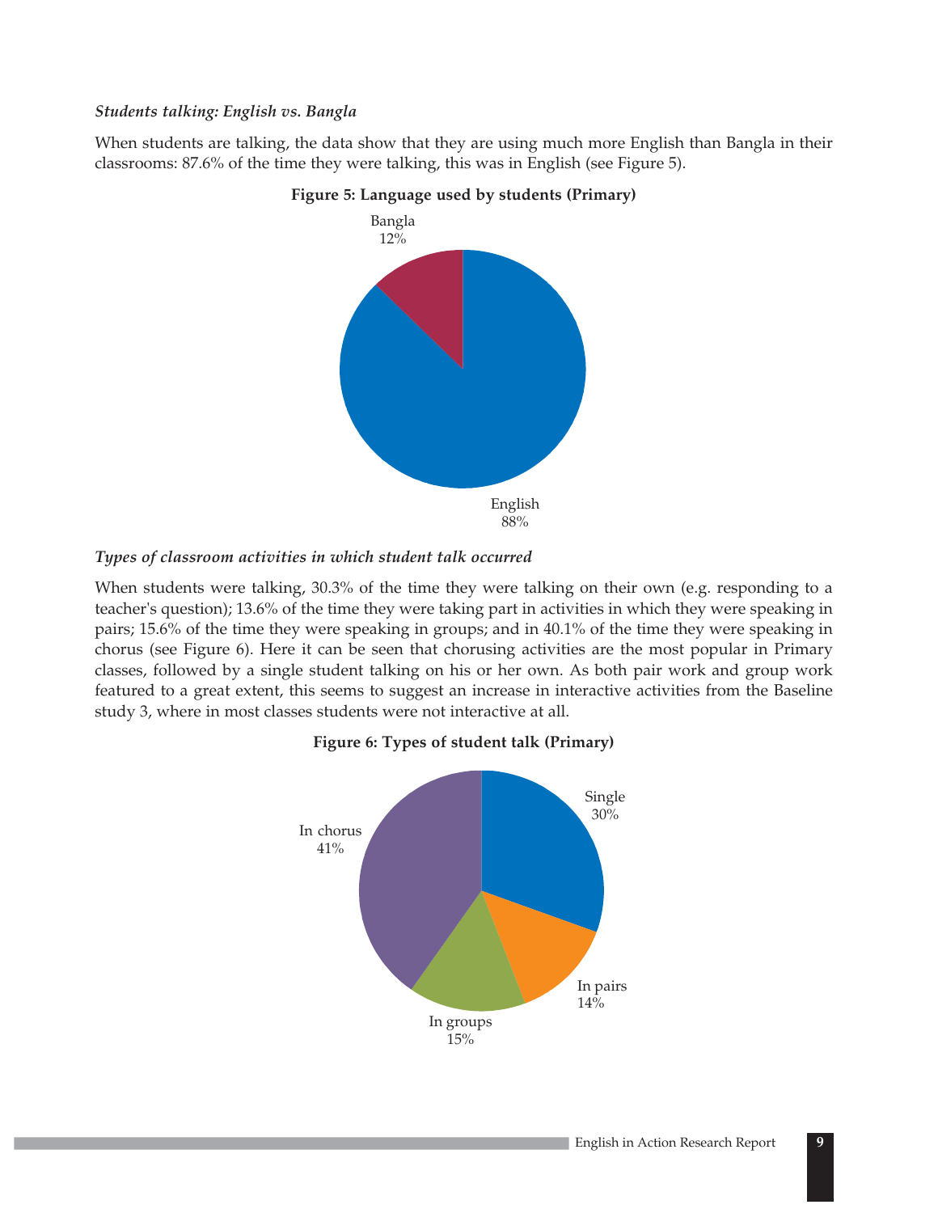*Students talking: English vs. Bangla*

When students are talking, the data show that they are using much more English than Bangla in their classrooms: 87.6% of the time they were talking, this was in English (see Figure 5).

**Figure 5: Language used by students (Primary)**

Bangla 12%

English 88%

*Types of classroom activities in which student talk occurred*

When students were talking, 30.3% of the time they were talking on their own (e.g. responding to a teacher's question); 13.6% of the time they were taking part in activities in which they were speaking in pairs; 15.6% of the time they were speaking in groups; and in 40.1% of the time they were speaking in chorus (see Figure 6). Here it can be seen that chorusing activities are the most popular in Primary classes, followed by a single student talking on his or her own. As both pair work and group work featured to a great extent, this seems to suggest an increase in interactive activities from the Baseline study 3, where in most classes students were not interactive at all.

**Figure 6: Types of student talk (Primary)**

Single 30%

In pairs 14%

In groups 15%

In chorus 41%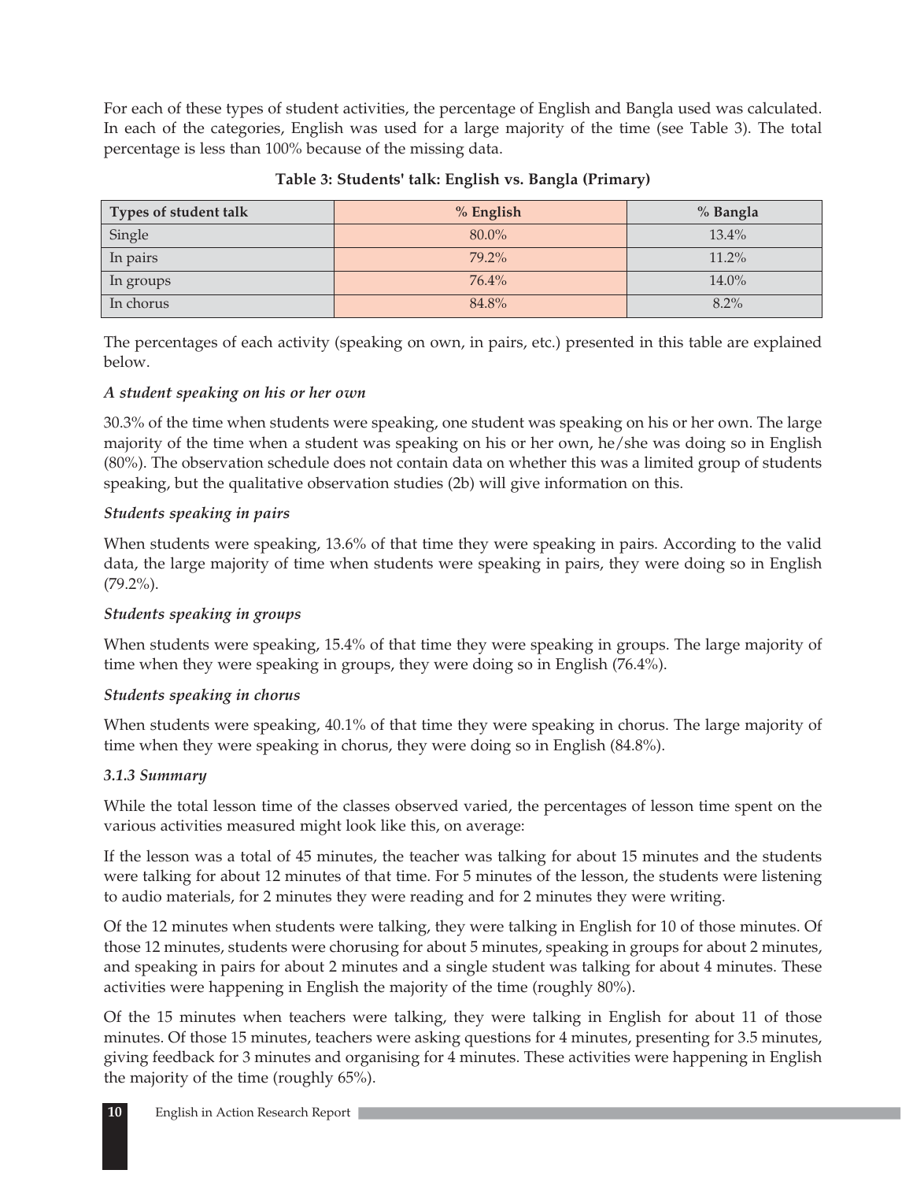For each of these types of student activities, the percentage of English and Bangla used was calculated. In each of the categories, English was used for a large majority of the time (see Table 3). The total percentage is less than 100% because of the missing data.

**Table 3: Students' talk: English vs. Bangla (Primary)**

| Types of student talk | % English | % Bangla |
|---|---|---|
| Single | 80.0% | 13.4% |
| In pairs | 79.2% | 11.2% |
| In groups | 76.4% | 14.0% |
| In chorus | 84.8% | 8.2% |

The percentages of each activity (speaking on own, in pairs, etc.) presented in this table are explained below.

***A student speaking on his or her own***

30.3% of the time when students were speaking, one student was speaking on his or her own. The large majority of the time when a student was speaking on his or her own, he/she was doing so in English (80%). The observation schedule does not contain data on whether this was a limited group of students speaking, but the qualitative observation studies (2b) will give information on this.

***Students speaking in pairs***

When students were speaking, 13.6% of that time they were speaking in pairs. According to the valid data, the large majority of time when students were speaking in pairs, they were doing so in English (79.2%).

***Students speaking in groups***

When students were speaking, 15.4% of that time they were speaking in groups. The large majority of time when they were speaking in groups, they were doing so in English (76.4%).

***Students speaking in chorus***

When students were speaking, 40.1% of that time they were speaking in chorus. The large majority of time when they were speaking in chorus, they were doing so in English (84.8%).

***3.1.3 Summary***

While the total lesson time of the classes observed varied, the percentages of lesson time spent on the various activities measured might look like this, on average:

If the lesson was a total of 45 minutes, the teacher was talking for about 15 minutes and the students were talking for about 12 minutes of that time. For 5 minutes of the lesson, the students were listening to audio materials, for 2 minutes they were reading and for 2 minutes they were writing.

Of the 12 minutes when students were talking, they were talking in English for 10 of those minutes. Of those 12 minutes, students were chorusing for about 5 minutes, speaking in groups for about 2 minutes, and speaking in pairs for about 2 minutes and a single student was talking for about 4 minutes. These activities were happening in English the majority of the time (roughly 80%).

Of the 15 minutes when teachers were talking, they were talking in English for about 11 of those minutes. Of those 15 minutes, teachers were asking questions for 4 minutes, presenting for 3.5 minutes, giving feedback for 3 minutes and organising for 4 minutes. These activities were happening in English the majority of the time (roughly 65%).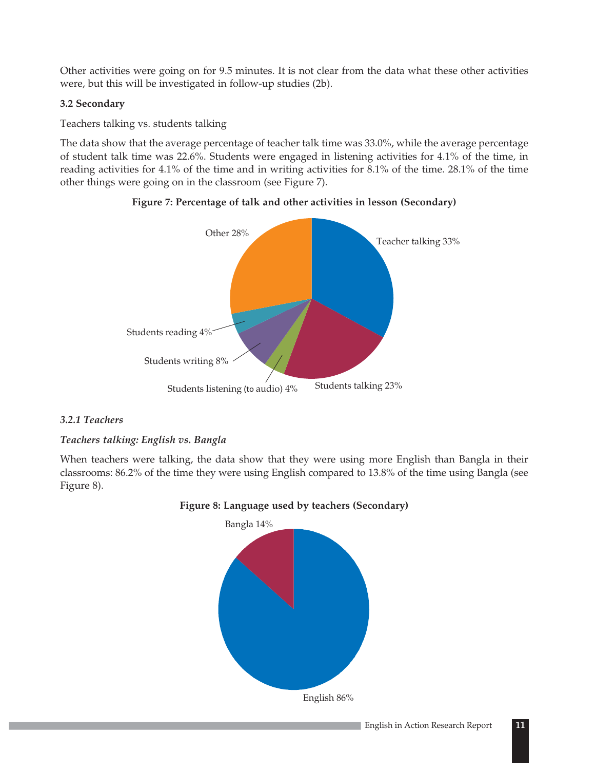Other activities were going on for 9.5 minutes. It is not clear from the data what these other activities were, but this will be investigated in follow-up studies (2b).

### 3.2 Secondary

Teachers talking vs. students talking

The data show that the average percentage of teacher talk time was 33.0%, while the average percentage of student talk time was 22.6%. Students were engaged in listening activities for 4.1% of the time, in reading activities for 4.1% of the time and in writing activities for 8.1% of the time. 28.1% of the time other things were going on in the classroom (see Figure 7).

**Figure 7: Percentage of talk and other activities in lesson (Secondary)**

Other 28%

Teacher talking 33%

Students reading 4%

Students writing 8%

Students listening (to audio) 4%

Students talking 23%

#### *3.2.1 Teachers*

***Teachers talking: English vs. Bangla***

When teachers were talking, the data show that they were using more English than Bangla in their classrooms: 86.2% of the time they were using English compared to 13.8% of the time using Bangla (see Figure 8).

**Figure 8: Language used by teachers (Secondary)**

Bangla 14%

English 86%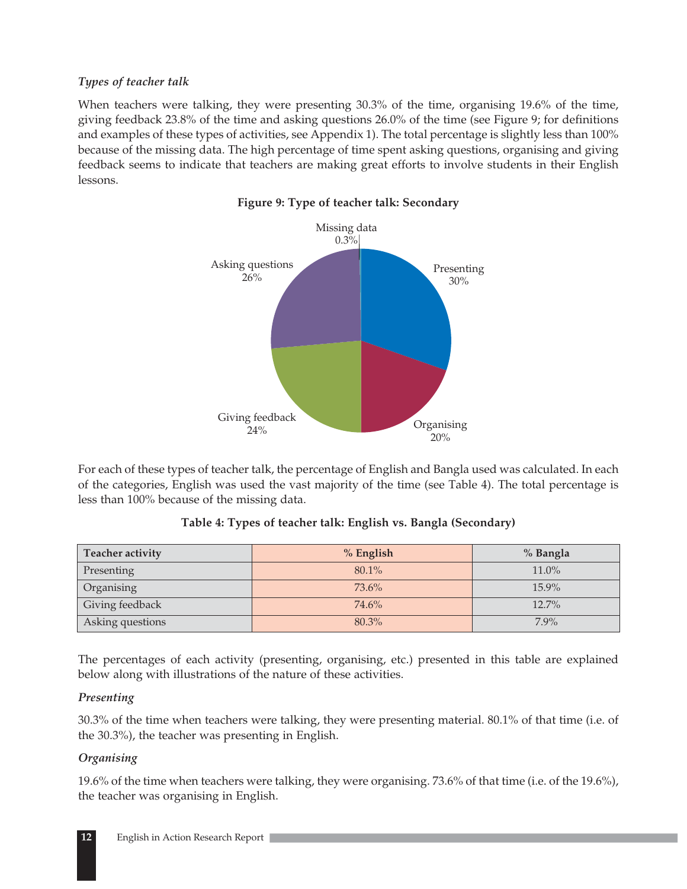### *Types of teacher talk*

When teachers were talking, they were presenting 30.3% of the time, organising 19.6% of the time, giving feedback 23.8% of the time and asking questions 26.0% of the time (see Figure 9; for definitions and examples of these types of activities, see Appendix 1). The total percentage is slightly less than 100% because of the missing data. The high percentage of time spent asking questions, organising and giving feedback seems to indicate that teachers are making great efforts to involve students in their English lessons.

**Figure 9: Type of teacher talk: Secondary**

Missing data 0.3%
Presenting 30%
Organising 20%
Giving feedback 24%
Asking questions 26%

For each of these types of teacher talk, the percentage of English and Bangla used was calculated. In each of the categories, English was used the vast majority of the time (see Table 4). The total percentage is less than 100% because of the missing data.

**Table 4: Types of teacher talk: English vs. Bangla (Secondary)**

| Teacher activity | % English | % Bangla |
|---|---|---|
| Presenting | 80.1% | 11.0% |
| Organising | 73.6% | 15.9% |
| Giving feedback | 74.6% | 12.7% |
| Asking questions | 80.3% | 7.9% |

The percentages of each activity (presenting, organising, etc.) presented in this table are explained below along with illustrations of the nature of these activities.

### *Presenting*

30.3% of the time when teachers were talking, they were presenting material. 80.1% of that time (i.e. of the 30.3%), the teacher was presenting in English.

### *Organising*

19.6% of the time when teachers were talking, they were organising. 73.6% of that time (i.e. of the 19.6%), the teacher was organising in English.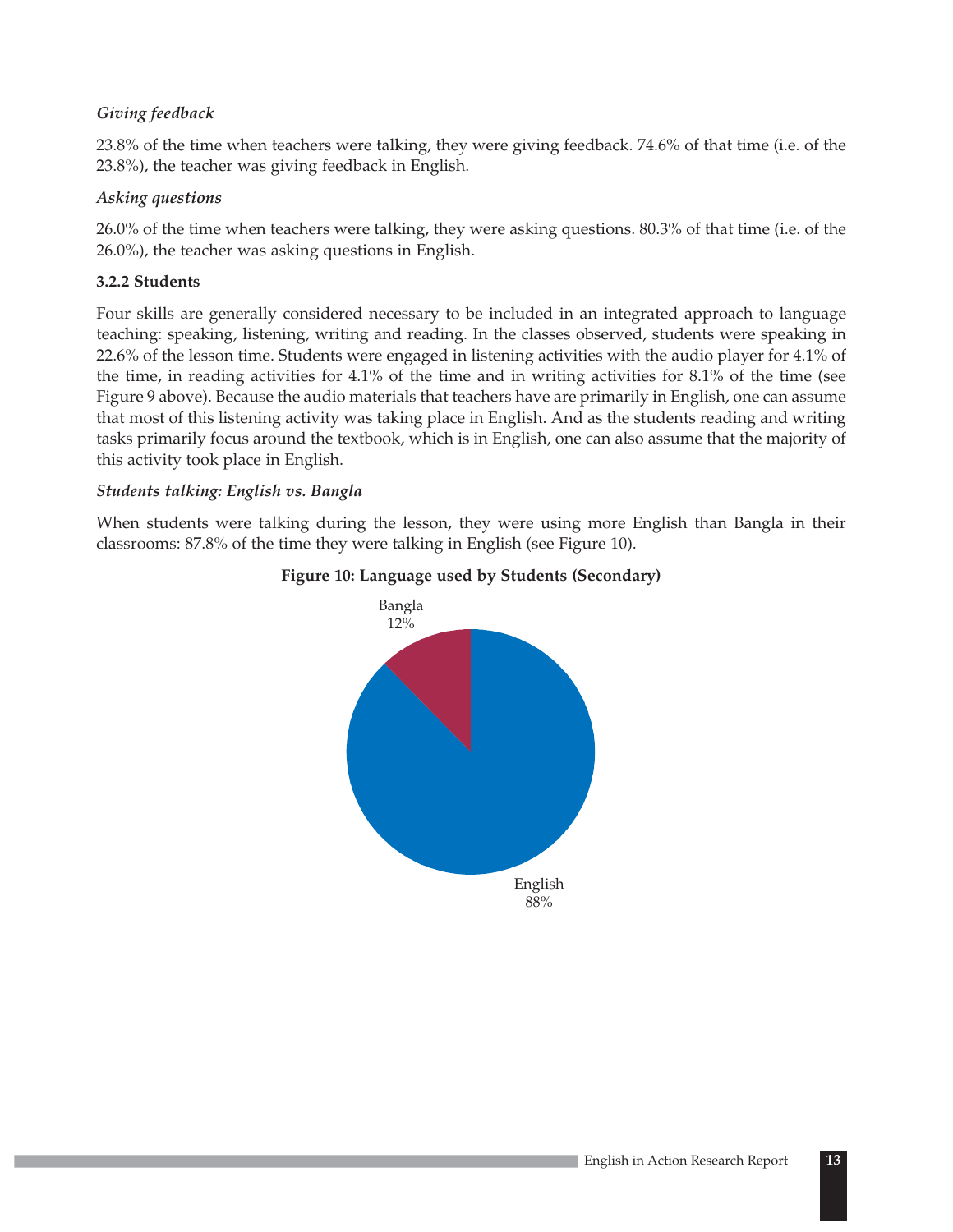*Giving feedback*

23.8% of the time when teachers were talking, they were giving feedback. 74.6% of that time (i.e. of the 23.8%), the teacher was giving feedback in English.

*Asking questions*

26.0% of the time when teachers were talking, they were asking questions. 80.3% of that time (i.e. of the 26.0%), the teacher was asking questions in English.

**3.2.2 Students**

Four skills are generally considered necessary to be included in an integrated approach to language teaching: speaking, listening, writing and reading. In the classes observed, students were speaking in 22.6% of the lesson time. Students were engaged in listening activities with the audio player for 4.1% of the time, in reading activities for 4.1% of the time and in writing activities for 8.1% of the time (see Figure 9 above). Because the audio materials that teachers have are primarily in English, one can assume that most of this listening activity was taking place in English. And as the students reading and writing tasks primarily focus around the textbook, which is in English, one can also assume that the majority of this activity took place in English.

*Students talking: English vs. Bangla*

When students were talking during the lesson, they were using more English than Bangla in their classrooms: 87.8% of the time they were talking in English (see Figure 10).

**Figure 10: Language used by Students (Secondary)**

Bangla 12%

English 88%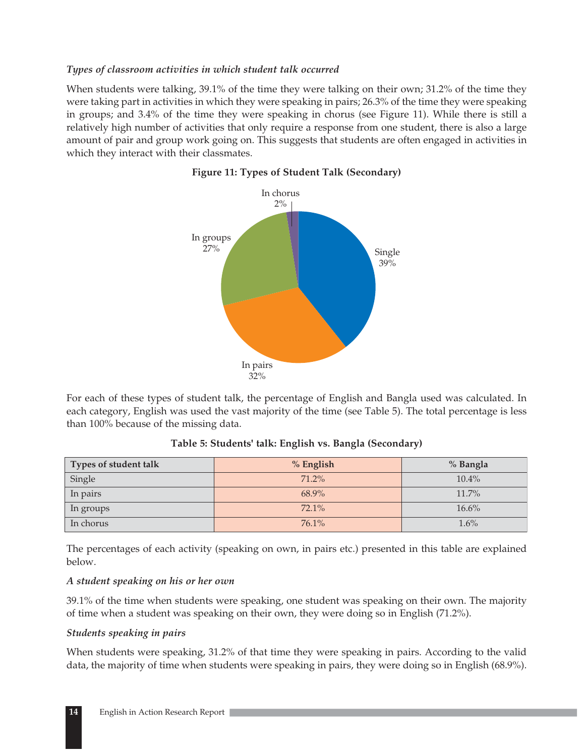*Types of classroom activities in which student talk occurred*

When students were talking, 39.1% of the time they were talking on their own; 31.2% of the time they were taking part in activities in which they were speaking in pairs; 26.3% of the time they were speaking in groups; and 3.4% of the time they were speaking in chorus (see Figure 11). While there is still a relatively high number of activities that only require a response from one student, there is also a large amount of pair and group work going on. This suggests that students are often engaged in activities in which they interact with their classmates.

**Figure 11: Types of Student Talk (Secondary)**

In chorus 2%

In groups 27%

Single 39%

In pairs 32%

For each of these types of student talk, the percentage of English and Bangla used was calculated. In each category, English was used the vast majority of the time (see Table 5). The total percentage is less than 100% because of the missing data.

**Table 5: Students' talk: English vs. Bangla (Secondary)**

| Types of student talk | % English | % Bangla |
|---|---|---|
| Single | 71.2% | 10.4% |
| In pairs | 68.9% | 11.7% |
| In groups | 72.1% | 16.6% |
| In chorus | 76.1% | 1.6% |

The percentages of each activity (speaking on own, in pairs etc.) presented in this table are explained below.

*A student speaking on his or her own*

39.1% of the time when students were speaking, one student was speaking on their own. The majority of time when a student was speaking on their own, they were doing so in English (71.2%).

*Students speaking in pairs*

When students were speaking, 31.2% of that time they were speaking in pairs. According to the valid data, the majority of time when students were speaking in pairs, they were doing so in English (68.9%).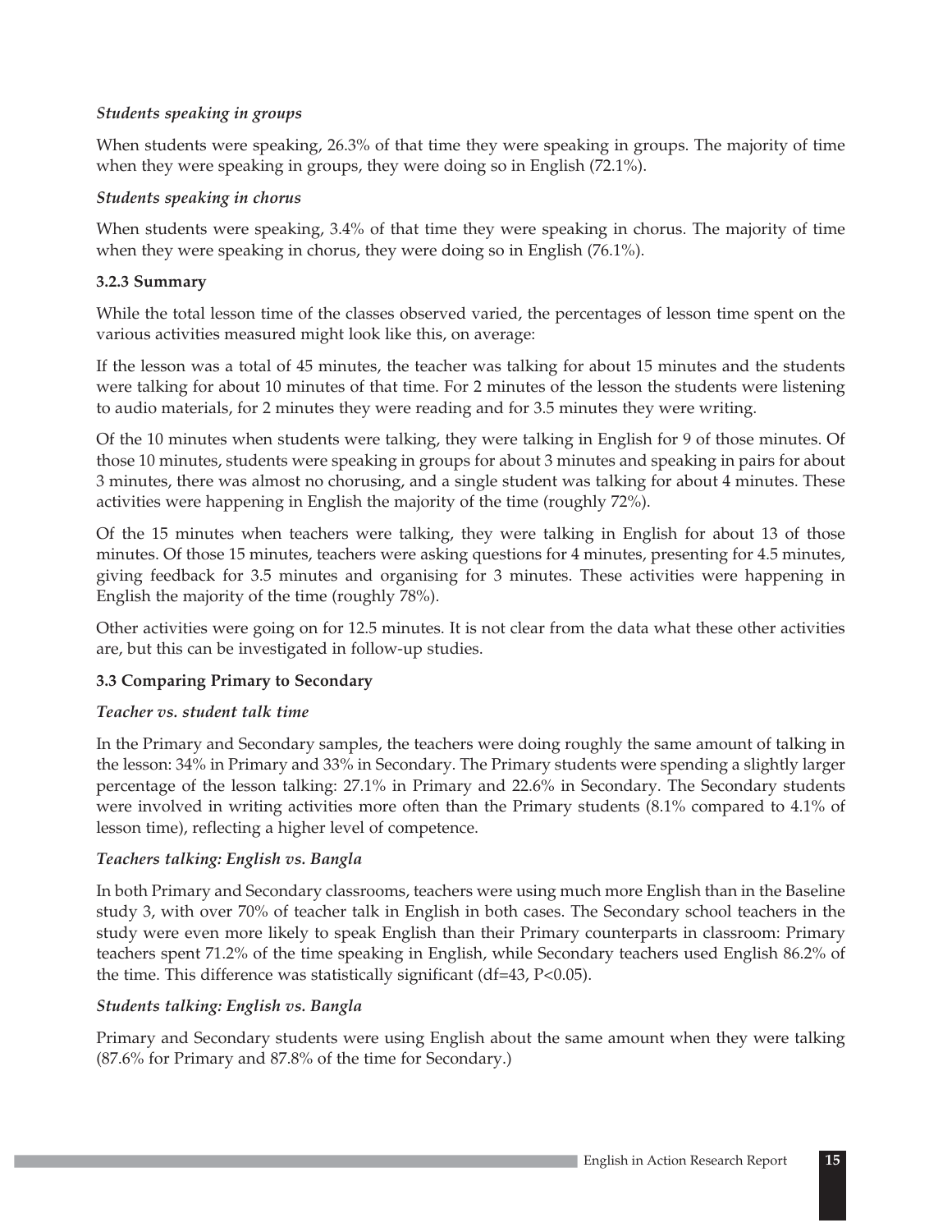*Students speaking in groups*

When students were speaking, 26.3% of that time they were speaking in groups. The majority of time when they were speaking in groups, they were doing so in English (72.1%).

*Students speaking in chorus*

When students were speaking, 3.4% of that time they were speaking in chorus. The majority of time when they were speaking in chorus, they were doing so in English (76.1%).

### 3.2.3 Summary

While the total lesson time of the classes observed varied, the percentages of lesson time spent on the various activities measured might look like this, on average:

If the lesson was a total of 45 minutes, the teacher was talking for about 15 minutes and the students were talking for about 10 minutes of that time. For 2 minutes of the lesson the students were listening to audio materials, for 2 minutes they were reading and for 3.5 minutes they were writing.

Of the 10 minutes when students were talking, they were talking in English for 9 of those minutes. Of those 10 minutes, students were speaking in groups for about 3 minutes and speaking in pairs for about 3 minutes, there was almost no chorusing, and a single student was talking for about 4 minutes. These activities were happening in English the majority of the time (roughly 72%).

Of the 15 minutes when teachers were talking, they were talking in English for about 13 of those minutes. Of those 15 minutes, teachers were asking questions for 4 minutes, presenting for 4.5 minutes, giving feedback for 3.5 minutes and organising for 3 minutes. These activities were happening in English the majority of the time (roughly 78%).

Other activities were going on for 12.5 minutes. It is not clear from the data what these other activities are, but this can be investigated in follow-up studies.

## 3.3 Comparing Primary to Secondary

*Teacher vs. student talk time*

In the Primary and Secondary samples, the teachers were doing roughly the same amount of talking in the lesson: 34% in Primary and 33% in Secondary. The Primary students were spending a slightly larger percentage of the lesson talking: 27.1% in Primary and 22.6% in Secondary. The Secondary students were involved in writing activities more often than the Primary students (8.1% compared to 4.1% of lesson time), reflecting a higher level of competence.

*Teachers talking: English vs. Bangla*

In both Primary and Secondary classrooms, teachers were using much more English than in the Baseline study 3, with over 70% of teacher talk in English in both cases. The Secondary school teachers in the study were even more likely to speak English than their Primary counterparts in classroom: Primary teachers spent 71.2% of the time speaking in English, while Secondary teachers used English 86.2% of the time. This difference was statistically significant ($df=43$, $P<0.05$).

*Students talking: English vs. Bangla*

Primary and Secondary students were using English about the same amount when they were talking (87.6% for Primary and 87.8% of the time for Secondary.)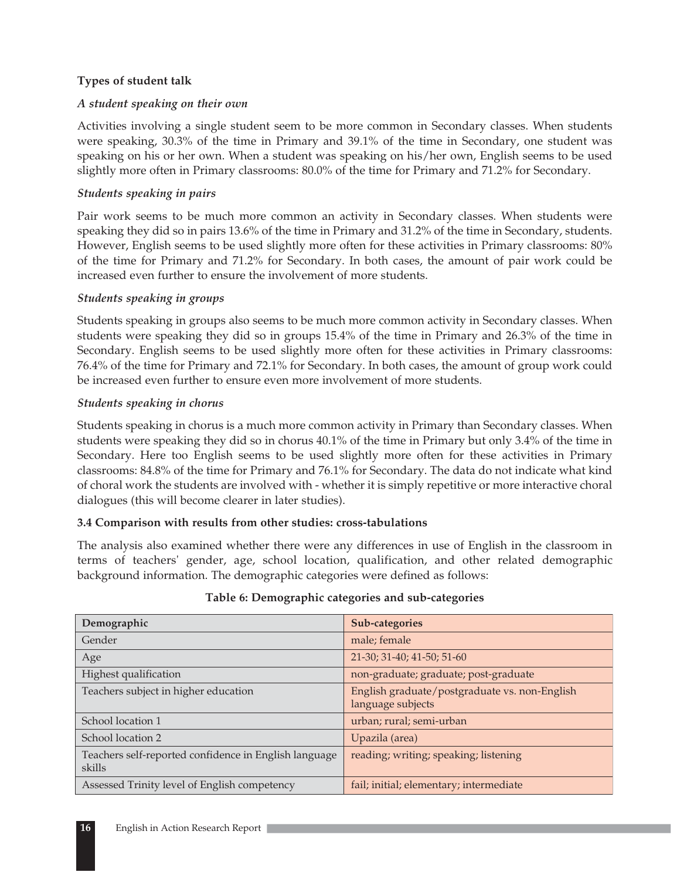**Types of student talk**

*A student speaking on their own*

Activities involving a single student seem to be more common in Secondary classes. When students were speaking, 30.3% of the time in Primary and 39.1% of the time in Secondary, one student was speaking on his or her own. When a student was speaking on his/her own, English seems to be used slightly more often in Primary classrooms: 80.0% of the time for Primary and 71.2% for Secondary.

*Students speaking in pairs*

Pair work seems to be much more common an activity in Secondary classes. When students were speaking they did so in pairs 13.6% of the time in Primary and 31.2% of the time in Secondary, students. However, English seems to be used slightly more often for these activities in Primary classrooms: 80% of the time for Primary and 71.2% for Secondary. In both cases, the amount of pair work could be increased even further to ensure the involvement of more students.

*Students speaking in groups*

Students speaking in groups also seems to be much more common activity in Secondary classes. When students were speaking they did so in groups 15.4% of the time in Primary and 26.3% of the time in Secondary. English seems to be used slightly more often for these activities in Primary classrooms: 76.4% of the time for Primary and 72.1% for Secondary. In both cases, the amount of group work could be increased even further to ensure even more involvement of more students.

*Students speaking in chorus*

Students speaking in chorus is a much more common activity in Primary than Secondary classes. When students were speaking they did so in chorus 40.1% of the time in Primary but only 3.4% of the time in Secondary. Here too English seems to be used slightly more often for these activities in Primary classrooms: 84.8% of the time for Primary and 76.1% for Secondary. The data do not indicate what kind of choral work the students are involved with - whether it is simply repetitive or more interactive choral dialogues (this will become clearer in later studies).

**3.4 Comparison with results from other studies: cross-tabulations**

The analysis also examined whether there were any differences in use of English in the classroom in terms of teachers' gender, age, school location, qualification, and other related demographic background information. The demographic categories were defined as follows:

**Table 6: Demographic categories and sub-categories**

| Demographic | Sub-categories |
|---|---|
| Gender | male; female |
| Age | 21-30; 31-40; 41-50; 51-60 |
| Highest qualification | non-graduate; graduate; post-graduate |
| Teachers subject in higher education | English graduate/postgraduate vs. non-English language subjects |
| School location 1 | urban; rural; semi-urban |
| School location 2 | Upazila (area) |
| Teachers self-reported confidence in English language skills | reading; writing; speaking; listening |
| Assessed Trinity level of English competency | fail; initial; elementary; intermediate |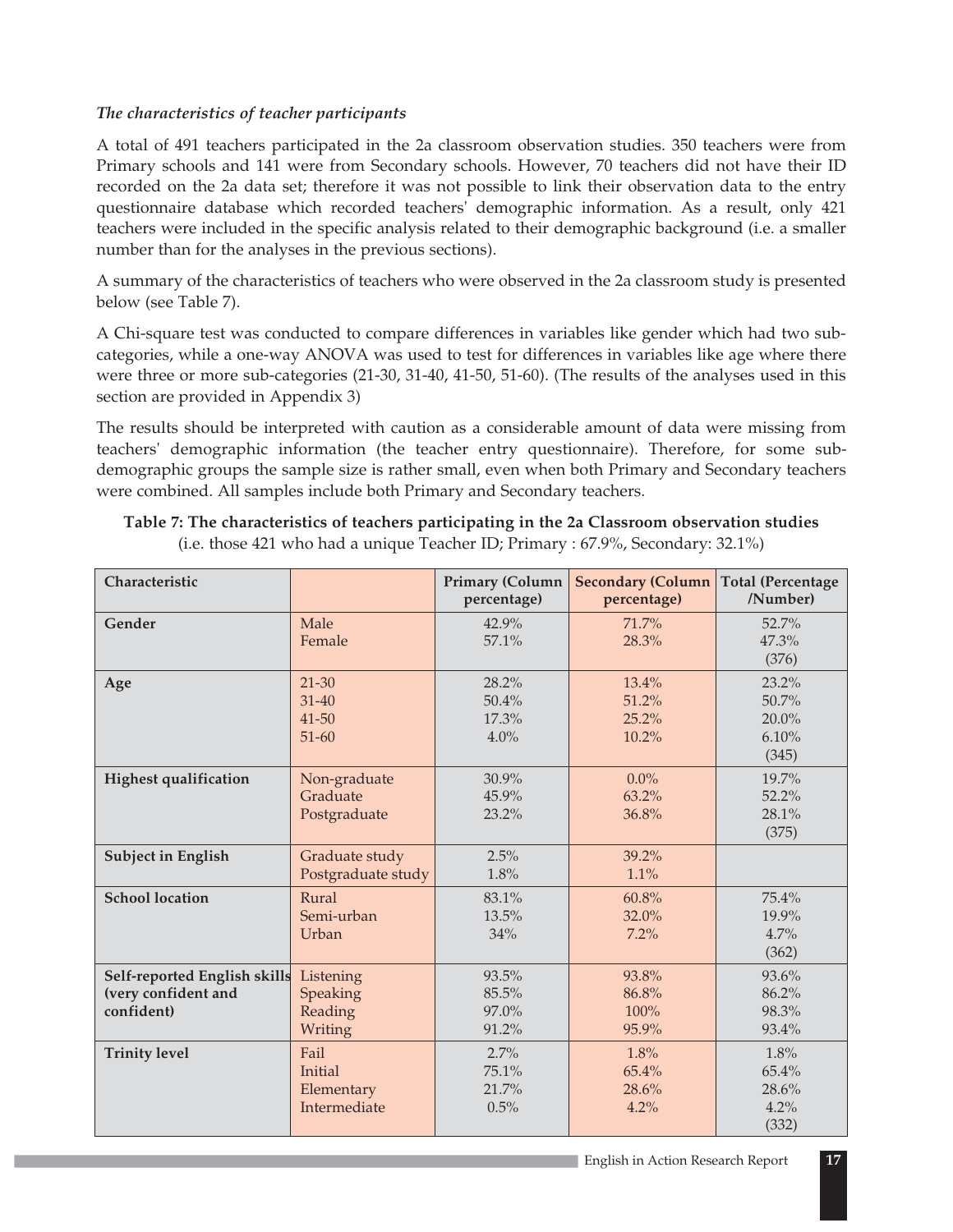*The characteristics of teacher participants*

A total of 491 teachers participated in the 2a classroom observation studies. 350 teachers were from Primary schools and 141 were from Secondary schools. However, 70 teachers did not have their ID recorded on the 2a data set; therefore it was not possible to link their observation data to the entry questionnaire database which recorded teachers' demographic information. As a result, only 421 teachers were included in the specific analysis related to their demographic background (i.e. a smaller number than for the analyses in the previous sections).

A summary of the characteristics of teachers who were observed in the 2a classroom study is presented below (see Table 7).

A Chi-square test was conducted to compare differences in variables like gender which had two sub-categories, while a one-way ANOVA was used to test for differences in variables like age where there were three or more sub-categories (21-30, 31-40, 41-50, 51-60). (The results of the analyses used in this section are provided in Appendix 3)

The results should be interpreted with caution as a considerable amount of data were missing from teachers' demographic information (the teacher entry questionnaire). Therefore, for some sub-demographic groups the sample size is rather small, even when both Primary and Secondary teachers were combined. All samples include both Primary and Secondary teachers.

**Table 7: The characteristics of teachers participating in the 2a Classroom observation studies**
(i.e. those 421 who had a unique Teacher ID; Primary : 67.9%, Secondary: 32.1%)

| Characteristic | | Primary (Column percentage) | Secondary (Column percentage) | Total (Percentage /Number) |
|---|---|---|---|---|
| **Gender** | Male<br>Female | 42.9%<br>57.1% | 71.7%<br>28.3% | 52.7%<br>47.3%<br>(376) |
| **Age** | 21-30<br>31-40<br>41-50<br>51-60 | 28.2%<br>50.4%<br>17.3%<br>4.0% | 13.4%<br>51.2%<br>25.2%<br>10.2% | 23.2%<br>50.7%<br>20.0%<br>6.10%<br>(345) |
| **Highest qualification** | Non-graduate<br>Graduate<br>Postgraduate | 30.9%<br>45.9%<br>23.2% | 0.0%<br>63.2%<br>36.8% | 19.7%<br>52.2%<br>28.1%<br>(375) |
| **Subject in English** | Graduate study<br>Postgraduate study | 2.5%<br>1.8% | 39.2%<br>1.1% | |
| **School location** | Rural<br>Semi-urban<br>Urban | 83.1%<br>13.5%<br>34% | 60.8%<br>32.0%<br>7.2% | 75.4%<br>19.9%<br>4.7%<br>(362) |
| **Self-reported English skills (very confident and confident)** | Listening<br>Speaking<br>Reading<br>Writing | 93.5%<br>85.5%<br>97.0%<br>91.2% | 93.8%<br>86.8%<br>100%<br>95.9% | 93.6%<br>86.2%<br>98.3%<br>93.4% |
| **Trinity level** | Fail<br>Initial<br>Elementary<br>Intermediate | 2.7%<br>75.1%<br>21.7%<br>0.5% | 1.8%<br>65.4%<br>28.6%<br>4.2% | 1.8%<br>65.4%<br>28.6%<br>4.2%<br>(332) |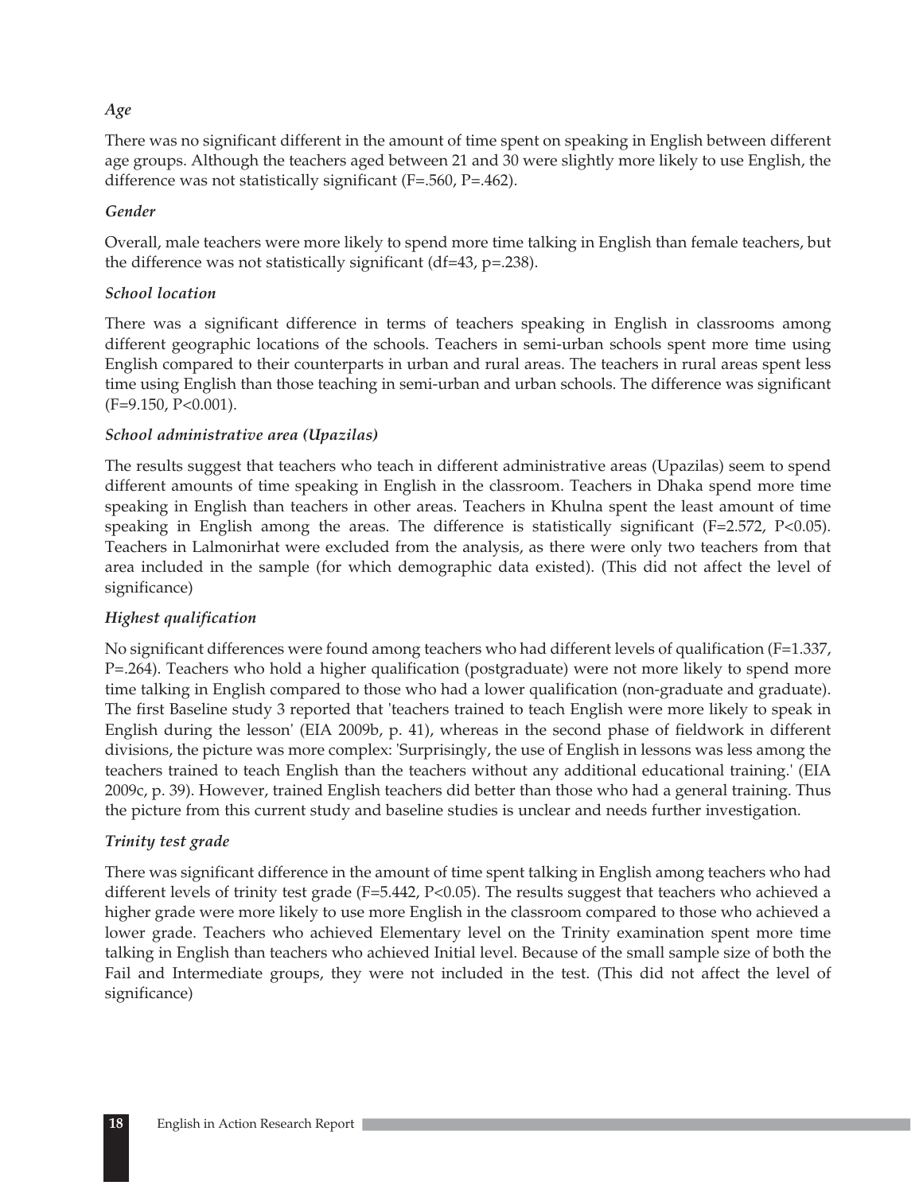### *Age*

There was no significant different in the amount of time spent on speaking in English between different age groups. Although the teachers aged between 21 and 30 were slightly more likely to use English, the difference was not statistically significant ($F=.560$, $P=.462$).

### *Gender*

Overall, male teachers were more likely to spend more time talking in English than female teachers, but the difference was not statistically significant ($df=43$, $p=.238$).

### *School location*

There was a significant difference in terms of teachers speaking in English in classrooms among different geographic locations of the schools. Teachers in semi-urban schools spent more time using English compared to their counterparts in urban and rural areas. The teachers in rural areas spent less time using English than those teaching in semi-urban and urban schools. The difference was significant ($F=9.150$, $P<0.001$).

### *School administrative area (Upazilas)*

The results suggest that teachers who teach in different administrative areas (Upazilas) seem to spend different amounts of time speaking in English in the classroom. Teachers in Dhaka spend more time speaking in English than teachers in other areas. Teachers in Khulna spent the least amount of time speaking in English among the areas. The difference is statistically significant ($F=2.572$, $P<0.05$). Teachers in Lalmonirhat were excluded from the analysis, as there were only two teachers from that area included in the sample (for which demographic data existed). (This did not affect the level of significance)

### *Highest qualification*

No significant differences were found among teachers who had different levels of qualification ($F=1.337$, $P=.264$). Teachers who hold a higher qualification (postgraduate) were not more likely to spend more time talking in English compared to those who had a lower qualification (non-graduate and graduate). The first Baseline study 3 reported that 'teachers trained to teach English were more likely to speak in English during the lesson' (EIA 2009b, p. 41), whereas in the second phase of fieldwork in different divisions, the picture was more complex: 'Surprisingly, the use of English in lessons was less among the teachers trained to teach English than the teachers without any additional educational training.' (EIA 2009c, p. 39). However, trained English teachers did better than those who had a general training. Thus the picture from this current study and baseline studies is unclear and needs further investigation.

### *Trinity test grade*

There was significant difference in the amount of time spent talking in English among teachers who had different levels of trinity test grade ($F=5.442$, $P<0.05$). The results suggest that teachers who achieved a higher grade were more likely to use more English in the classroom compared to those who achieved a lower grade. Teachers who achieved Elementary level on the Trinity examination spent more time talking in English than teachers who achieved Initial level. Because of the small sample size of both the Fail and Intermediate groups, they were not included in the test. (This did not affect the level of significance)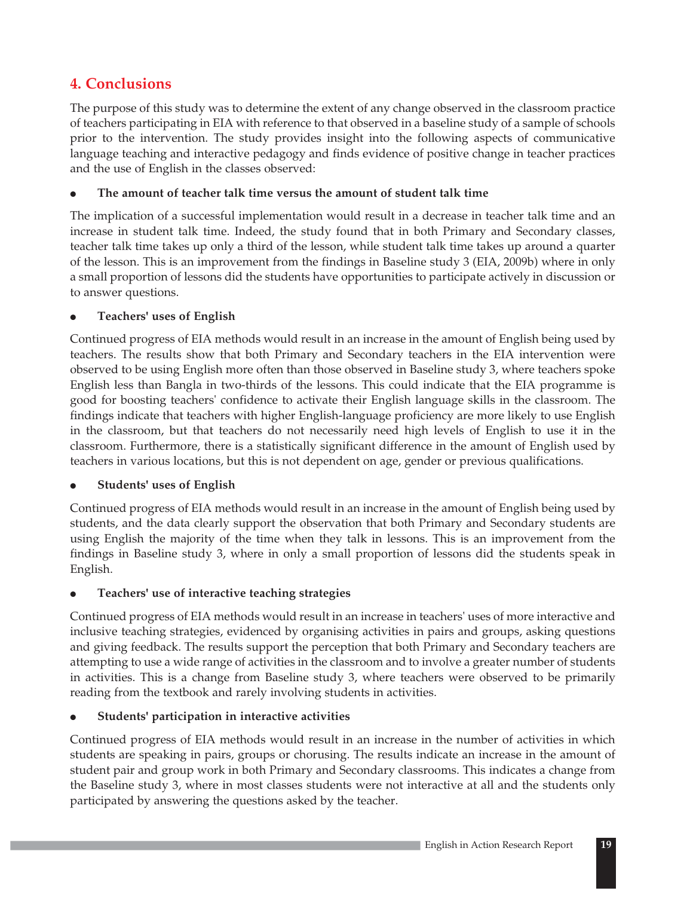## 4. Conclusions

The purpose of this study was to determine the extent of any change observed in the classroom practice of teachers participating in EIA with reference to that observed in a baseline study of a sample of schools prior to the intervention. The study provides insight into the following aspects of communicative language teaching and interactive pedagogy and finds evidence of positive change in teacher practices and the use of English in the classes observed:

- **The amount of teacher talk time versus the amount of student talk time**

The implication of a successful implementation would result in a decrease in teacher talk time and an increase in student talk time. Indeed, the study found that in both Primary and Secondary classes, teacher talk time takes up only a third of the lesson, while student talk time takes up around a quarter of the lesson. This is an improvement from the findings in Baseline study 3 (EIA, 2009b) where in only a small proportion of lessons did the students have opportunities to participate actively in discussion or to answer questions.

- **Teachers' uses of English**

Continued progress of EIA methods would result in an increase in the amount of English being used by teachers. The results show that both Primary and Secondary teachers in the EIA intervention were observed to be using English more often than those observed in Baseline study 3, where teachers spoke English less than Bangla in two-thirds of the lessons. This could indicate that the EIA programme is good for boosting teachers' confidence to activate their English language skills in the classroom. The findings indicate that teachers with higher English-language proficiency are more likely to use English in the classroom, but that teachers do not necessarily need high levels of English to use it in the classroom. Furthermore, there is a statistically significant difference in the amount of English used by teachers in various locations, but this is not dependent on age, gender or previous qualifications.

- **Students' uses of English**

Continued progress of EIA methods would result in an increase in the amount of English being used by students, and the data clearly support the observation that both Primary and Secondary students are using English the majority of the time when they talk in lessons. This is an improvement from the findings in Baseline study 3, where in only a small proportion of lessons did the students speak in English.

- **Teachers' use of interactive teaching strategies**

Continued progress of EIA methods would result in an increase in teachers' uses of more interactive and inclusive teaching strategies, evidenced by organising activities in pairs and groups, asking questions and giving feedback. The results support the perception that both Primary and Secondary teachers are attempting to use a wide range of activities in the classroom and to involve a greater number of students in activities. This is a change from Baseline study 3, where teachers were observed to be primarily reading from the textbook and rarely involving students in activities.

- **Students' participation in interactive activities**

Continued progress of EIA methods would result in an increase in the number of activities in which students are speaking in pairs, groups or chorusing. The results indicate an increase in the amount of student pair and group work in both Primary and Secondary classrooms. This indicates a change from the Baseline study 3, where in most classes students were not interactive at all and the students only participated by answering the questions asked by the teacher.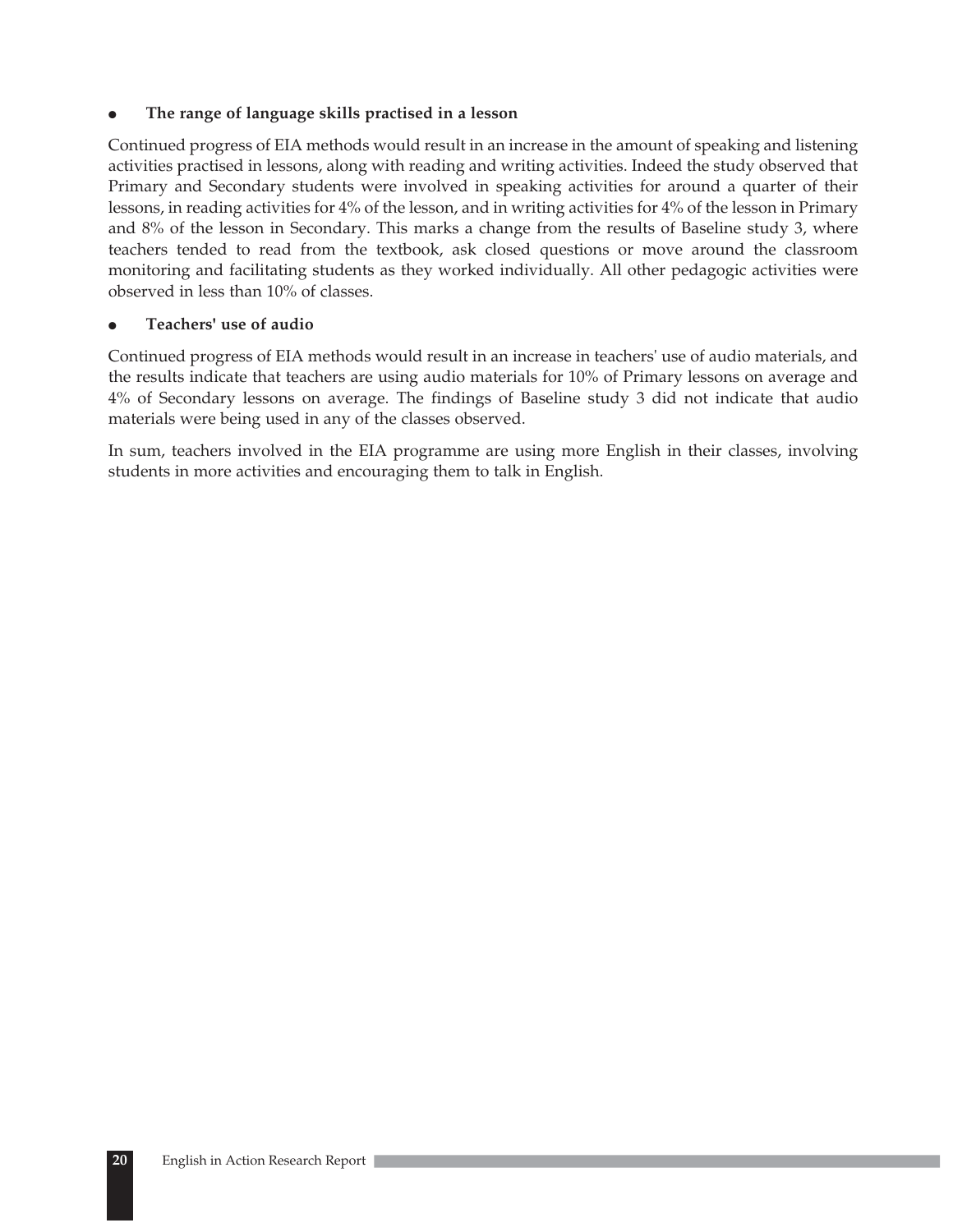- **The range of language skills practised in a lesson**

Continued progress of EIA methods would result in an increase in the amount of speaking and listening activities practised in lessons, along with reading and writing activities. Indeed the study observed that Primary and Secondary students were involved in speaking activities for around a quarter of their lessons, in reading activities for 4% of the lesson, and in writing activities for 4% of the lesson in Primary and 8% of the lesson in Secondary. This marks a change from the results of Baseline study 3, where teachers tended to read from the textbook, ask closed questions or move around the classroom monitoring and facilitating students as they worked individually. All other pedagogic activities were observed in less than 10% of classes.

- **Teachers' use of audio**

Continued progress of EIA methods would result in an increase in teachers' use of audio materials, and the results indicate that teachers are using audio materials for 10% of Primary lessons on average and 4% of Secondary lessons on average. The findings of Baseline study 3 did not indicate that audio materials were being used in any of the classes observed.

In sum, teachers involved in the EIA programme are using more English in their classes, involving students in more activities and encouraging them to talk in English.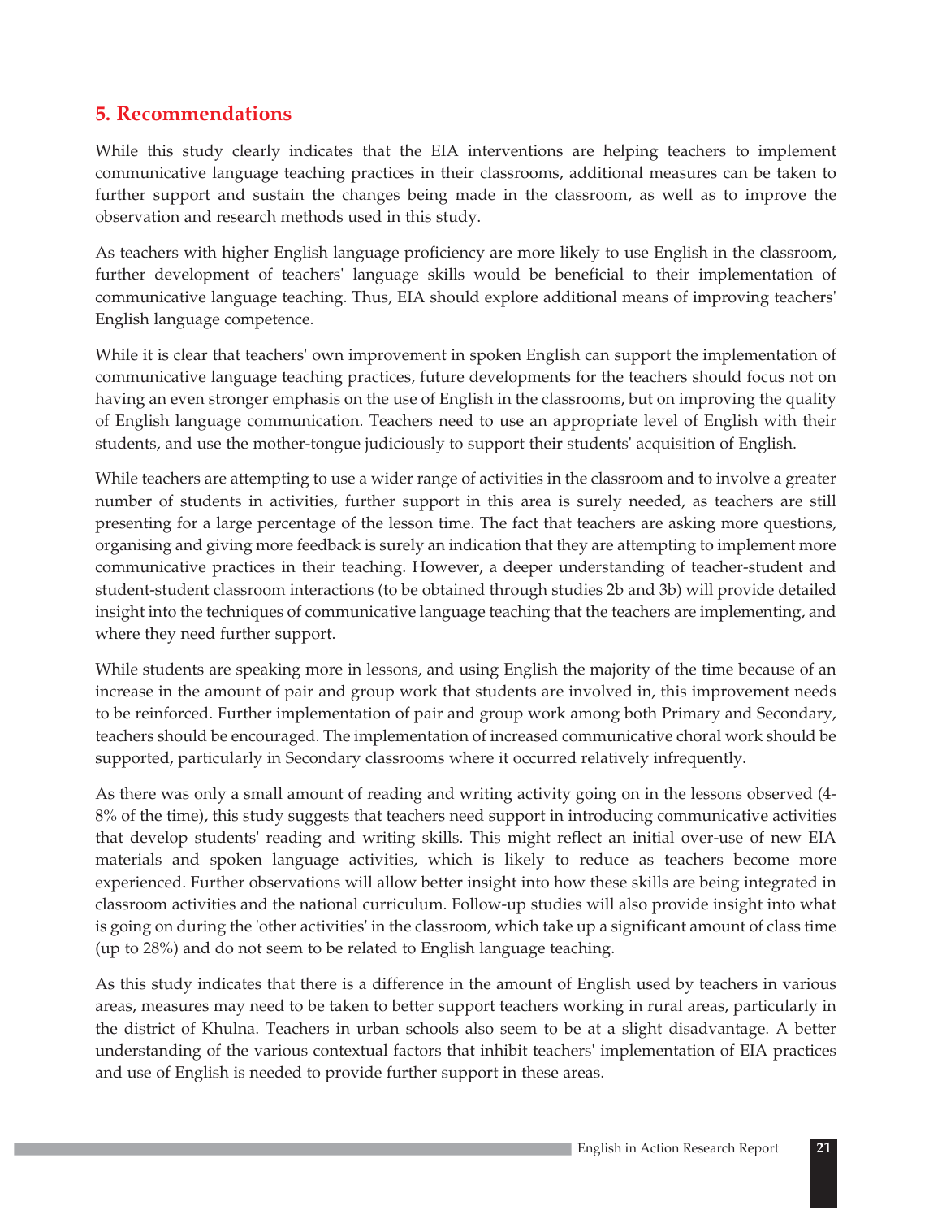## 5. Recommendations

While this study clearly indicates that the EIA interventions are helping teachers to implement communicative language teaching practices in their classrooms, additional measures can be taken to further support and sustain the changes being made in the classroom, as well as to improve the observation and research methods used in this study.

As teachers with higher English language proficiency are more likely to use English in the classroom, further development of teachers' language skills would be beneficial to their implementation of communicative language teaching. Thus, EIA should explore additional means of improving teachers' English language competence.

While it is clear that teachers' own improvement in spoken English can support the implementation of communicative language teaching practices, future developments for the teachers should focus not on having an even stronger emphasis on the use of English in the classrooms, but on improving the quality of English language communication. Teachers need to use an appropriate level of English with their students, and use the mother-tongue judiciously to support their students' acquisition of English.

While teachers are attempting to use a wider range of activities in the classroom and to involve a greater number of students in activities, further support in this area is surely needed, as teachers are still presenting for a large percentage of the lesson time. The fact that teachers are asking more questions, organising and giving more feedback is surely an indication that they are attempting to implement more communicative practices in their teaching. However, a deeper understanding of teacher-student and student-student classroom interactions (to be obtained through studies 2b and 3b) will provide detailed insight into the techniques of communicative language teaching that the teachers are implementing, and where they need further support.

While students are speaking more in lessons, and using English the majority of the time because of an increase in the amount of pair and group work that students are involved in, this improvement needs to be reinforced. Further implementation of pair and group work among both Primary and Secondary, teachers should be encouraged. The implementation of increased communicative choral work should be supported, particularly in Secondary classrooms where it occurred relatively infrequently.

As there was only a small amount of reading and writing activity going on in the lessons observed (4-8% of the time), this study suggests that teachers need support in introducing communicative activities that develop students' reading and writing skills. This might reflect an initial over-use of new EIA materials and spoken language activities, which is likely to reduce as teachers become more experienced. Further observations will allow better insight into how these skills are being integrated in classroom activities and the national curriculum. Follow-up studies will also provide insight into what is going on during the 'other activities' in the classroom, which take up a significant amount of class time (up to 28%) and do not seem to be related to English language teaching.

As this study indicates that there is a difference in the amount of English used by teachers in various areas, measures may need to be taken to better support teachers working in rural areas, particularly in the district of Khulna. Teachers in urban schools also seem to be at a slight disadvantage. A better understanding of the various contextual factors that inhibit teachers' implementation of EIA practices and use of English is needed to provide further support in these areas.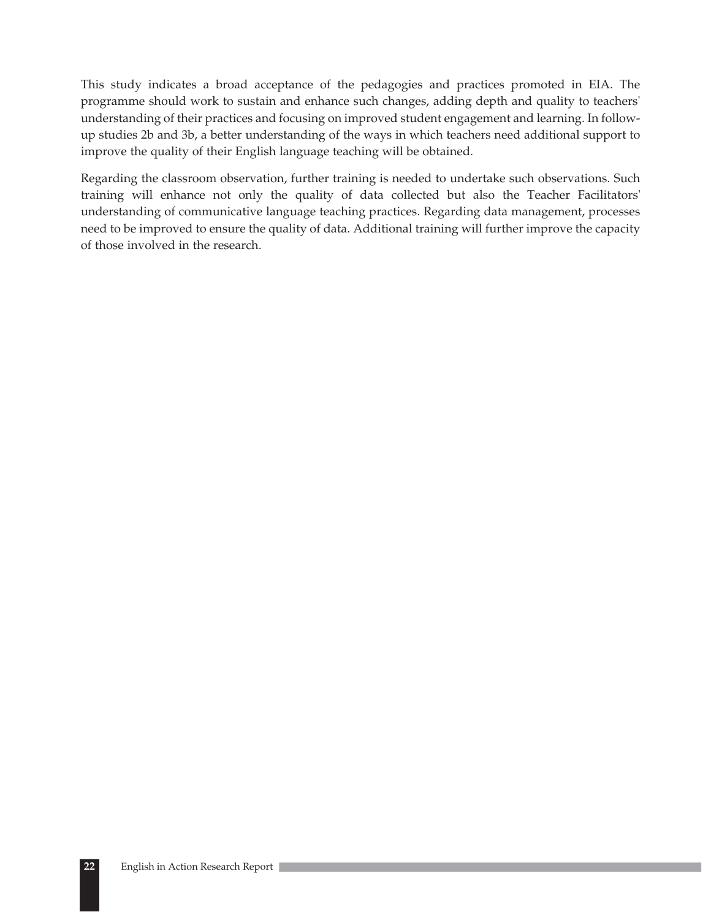This study indicates a broad acceptance of the pedagogies and practices promoted in EIA. The programme should work to sustain and enhance such changes, adding depth and quality to teachers' understanding of their practices and focusing on improved student engagement and learning. In follow-up studies 2b and 3b, a better understanding of the ways in which teachers need additional support to improve the quality of their English language teaching will be obtained.

Regarding the classroom observation, further training is needed to undertake such observations. Such training will enhance not only the quality of data collected but also the Teacher Facilitators' understanding of communicative language teaching practices. Regarding data management, processes need to be improved to ensure the quality of data. Additional training will further improve the capacity of those involved in the research.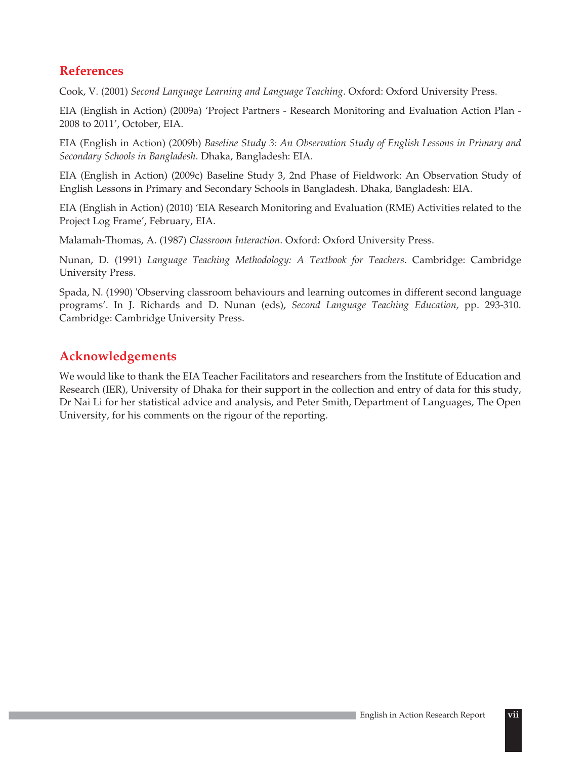## References

Cook, V. (2001) *Second Language Learning and Language Teaching*. Oxford: Oxford University Press.

EIA (English in Action) (2009a) 'Project Partners - Research Monitoring and Evaluation Action Plan - 2008 to 2011', October, EIA.

EIA (English in Action) (2009b) *Baseline Study 3: An Observation Study of English Lessons in Primary and Secondary Schools in Bangladesh*. Dhaka, Bangladesh: EIA.

EIA (English in Action) (2009c) Baseline Study 3, 2nd Phase of Fieldwork: An Observation Study of English Lessons in Primary and Secondary Schools in Bangladesh. Dhaka, Bangladesh: EIA.

EIA (English in Action) (2010) 'EIA Research Monitoring and Evaluation (RME) Activities related to the Project Log Frame', February, EIA.

Malamah-Thomas, A. (1987) *Classroom Interaction*. Oxford: Oxford University Press.

Nunan, D. (1991) *Language Teaching Methodology: A Textbook for Teachers*. Cambridge: Cambridge University Press.

Spada, N. (1990) 'Observing classroom behaviours and learning outcomes in different second language programs'. In J. Richards and D. Nunan (eds), *Second Language Teaching Education,* pp. 293-310. Cambridge: Cambridge University Press.

## Acknowledgements

We would like to thank the EIA Teacher Facilitators and researchers from the Institute of Education and Research (IER), University of Dhaka for their support in the collection and entry of data for this study, Dr Nai Li for her statistical advice and analysis, and Peter Smith, Department of Languages, The Open University, for his comments on the rigour of the reporting.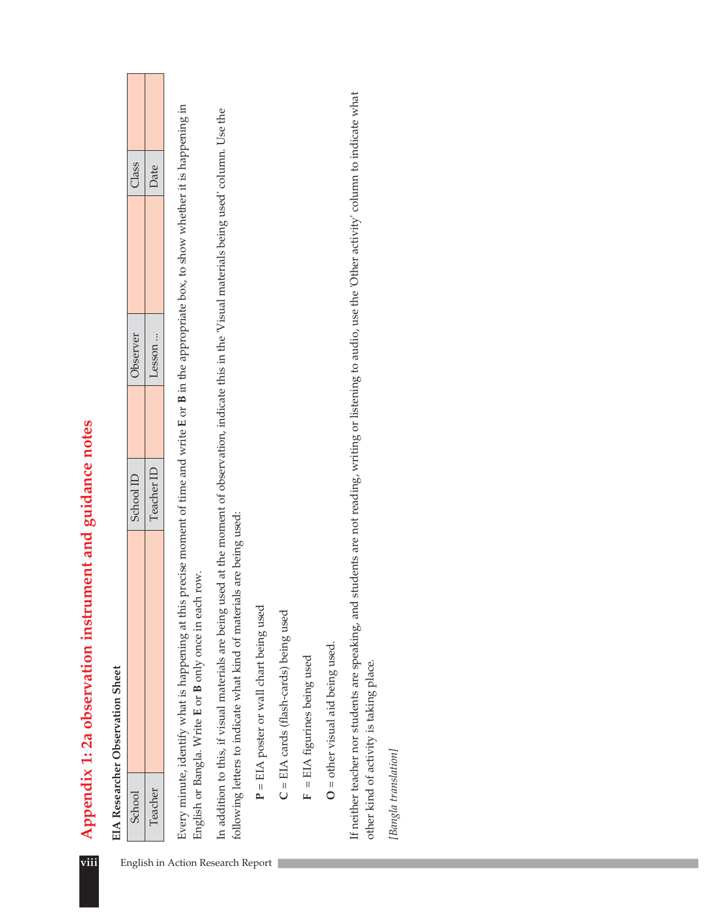# Appendix 1: 2a observation instrument and guidance notes

**EIA Researcher Observation Sheet**

| School | | School ID | | Observer | | Class | |
|---|---|---|---|---|---|---|---|
| Teacher | | Teacher ID | | Lesson ... | | Date | |

Every minute, identify what is happening at this precise moment of time and write **E** or **B** in the appropriate box, to show whether it is happening in English or Bangla. Write **E** or **B** only once in each row.

In addition to this, if visual materials are being used at the moment of observation, indicate this in the 'Visual materials being used' column. Use the following letters to indicate what kind of materials are being used:

**P** = EIA poster or wall chart being used

**C** = EIA cards (flash-cards) being used

**F** = EIA figurines being used

**O** = other visual aid being used.

If neither teacher nor students are speaking, and students are not reading, writing or listening to audio, use the 'Other activity' column to indicate what other kind of activity is taking place.

*[Bangla translation]*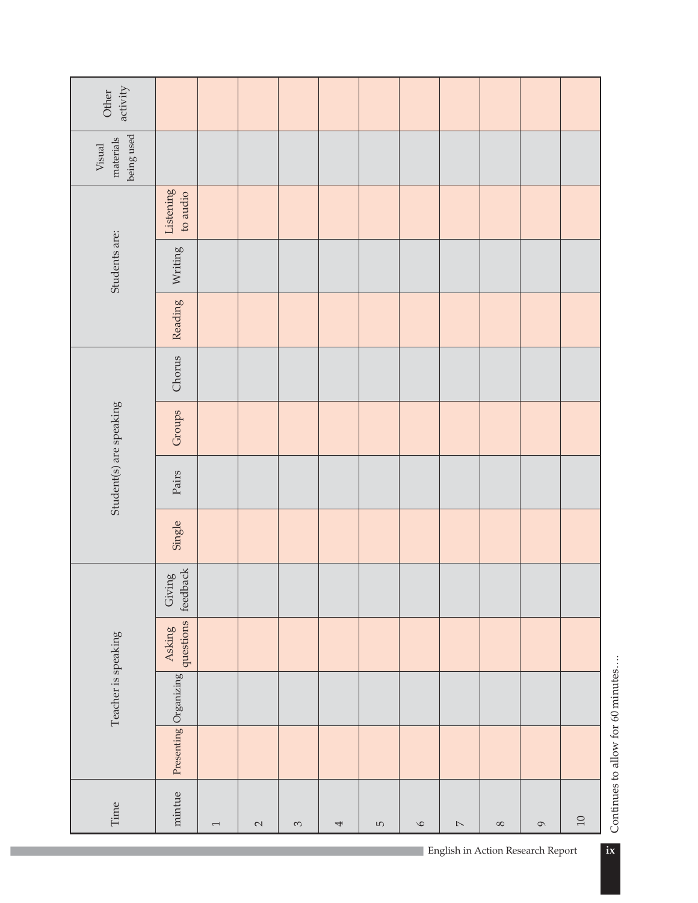| Time | Teacher is speaking | | | | Student(s) are speaking | | | | Students are: | | | Visual materials being used | Other activity |
|---|---|---|---|---|---|---|---|---|---|---|---|---|---|
| mintue | Presenting | Organizing | Asking questions | Giving feedback | Single | Pairs | Groups | Chorus | Reading | Writing | Listening to audio | | |
| 1 | | | | | | | | | | | | | |
| 2 | | | | | | | | | | | | | |
| 3 | | | | | | | | | | | | | |
| 4 | | | | | | | | | | | | | |
| 5 | | | | | | | | | | | | | |
| 6 | | | | | | | | | | | | | |
| 7 | | | | | | | | | | | | | |
| 8 | | | | | | | | | | | | | |
| 9 | | | | | | | | | | | | | |
| 10 | | | | | | | | | | | | | |

Continues to allow for 60 minutes....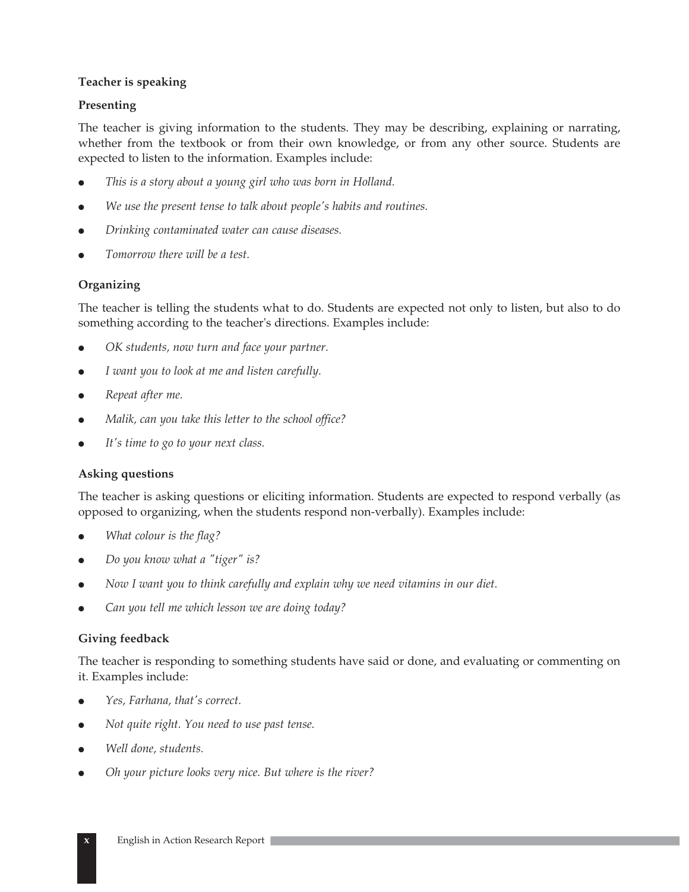**Teacher is speaking**

**Presenting**

The teacher is giving information to the students. They may be describing, explaining or narrating, whether from the textbook or from their own knowledge, or from any other source. Students are expected to listen to the information. Examples include:

- *This is a story about a young girl who was born in Holland.*
- *We use the present tense to talk about people's habits and routines.*
- *Drinking contaminated water can cause diseases.*
- *Tomorrow there will be a test.*

**Organizing**

The teacher is telling the students what to do. Students are expected not only to listen, but also to do something according to the teacher's directions. Examples include:

- *OK students, now turn and face your partner.*
- *I want you to look at me and listen carefully.*
- *Repeat after me.*
- *Malik, can you take this letter to the school office?*
- *It's time to go to your next class.*

**Asking questions**

The teacher is asking questions or eliciting information. Students are expected to respond verbally (as opposed to organizing, when the students respond non-verbally). Examples include:

- *What colour is the flag?*
- *Do you know what a "tiger" is?*
- *Now I want you to think carefully and explain why we need vitamins in our diet.*
- *Can you tell me which lesson we are doing today?*

**Giving feedback**

The teacher is responding to something students have said or done, and evaluating or commenting on it. Examples include:

- *Yes, Farhana, that's correct.*
- *Not quite right. You need to use past tense.*
- *Well done, students.*
- *Oh your picture looks very nice. But where is the river?*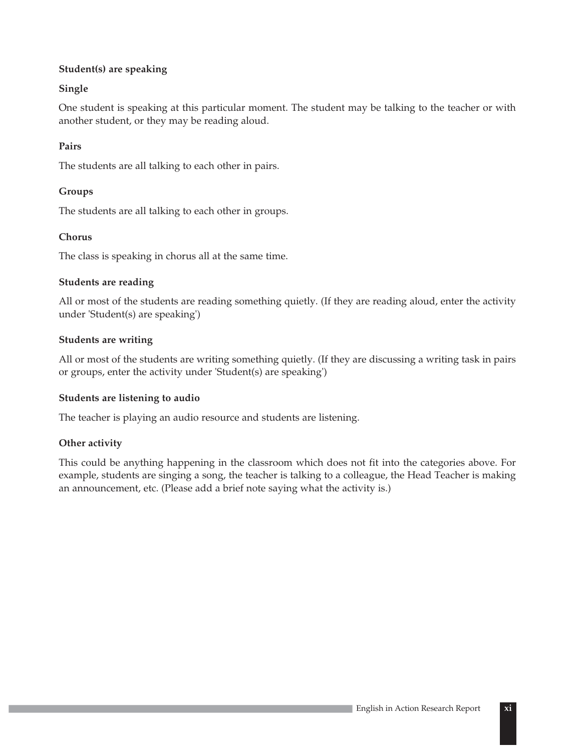**Student(s) are speaking**

**Single**

One student is speaking at this particular moment. The student may be talking to the teacher or with another student, or they may be reading aloud.

**Pairs**

The students are all talking to each other in pairs.

**Groups**

The students are all talking to each other in groups.

**Chorus**

The class is speaking in chorus all at the same time.

**Students are reading**

All or most of the students are reading something quietly. (If they are reading aloud, enter the activity under 'Student(s) are speaking')

**Students are writing**

All or most of the students are writing something quietly. (If they are discussing a writing task in pairs or groups, enter the activity under 'Student(s) are speaking')

**Students are listening to audio**

The teacher is playing an audio resource and students are listening.

**Other activity**

This could be anything happening in the classroom which does not fit into the categories above. For example, students are singing a song, the teacher is talking to a colleague, the Head Teacher is making an announcement, etc. (Please add a brief note saying what the activity is.)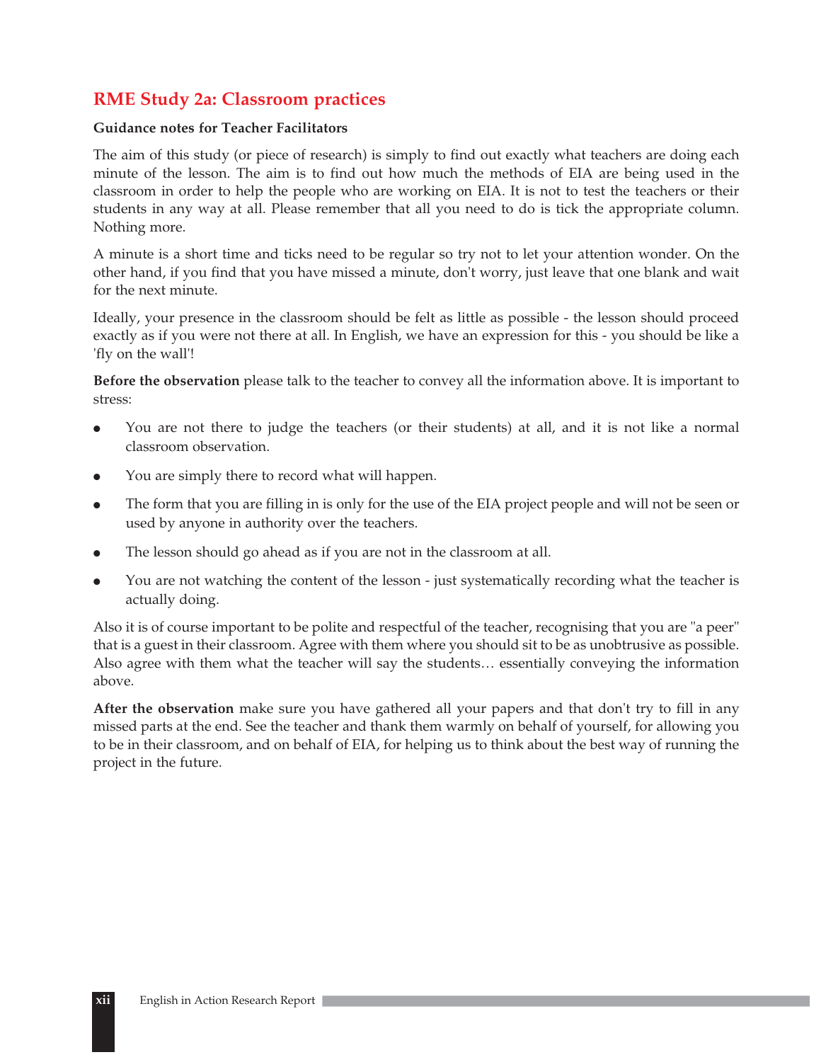## RME Study 2a: Classroom practices

**Guidance notes for Teacher Facilitators**

The aim of this study (or piece of research) is simply to find out exactly what teachers are doing each minute of the lesson. The aim is to find out how much the methods of EIA are being used in the classroom in order to help the people who are working on EIA. It is not to test the teachers or their students in any way at all. Please remember that all you need to do is tick the appropriate column. Nothing more.

A minute is a short time and ticks need to be regular so try not to let your attention wonder. On the other hand, if you find that you have missed a minute, don't worry, just leave that one blank and wait for the next minute.

Ideally, your presence in the classroom should be felt as little as possible - the lesson should proceed exactly as if you were not there at all. In English, we have an expression for this - you should be like a 'fly on the wall'!

**Before the observation** please talk to the teacher to convey all the information above. It is important to stress:

- You are not there to judge the teachers (or their students) at all, and it is not like a normal classroom observation.
- You are simply there to record what will happen.
- The form that you are filling in is only for the use of the EIA project people and will not be seen or used by anyone in authority over the teachers.
- The lesson should go ahead as if you are not in the classroom at all.
- You are not watching the content of the lesson - just systematically recording what the teacher is actually doing.

Also it is of course important to be polite and respectful of the teacher, recognising that you are "a peer" that is a guest in their classroom. Agree with them where you should sit to be as unobtrusive as possible. Also agree with them what the teacher will say the students… essentially conveying the information above.

**After the observation** make sure you have gathered all your papers and that don't try to fill in any missed parts at the end. See the teacher and thank them warmly on behalf of yourself, for allowing you to be in their classroom, and on behalf of EIA, for helping us to think about the best way of running the project in the future.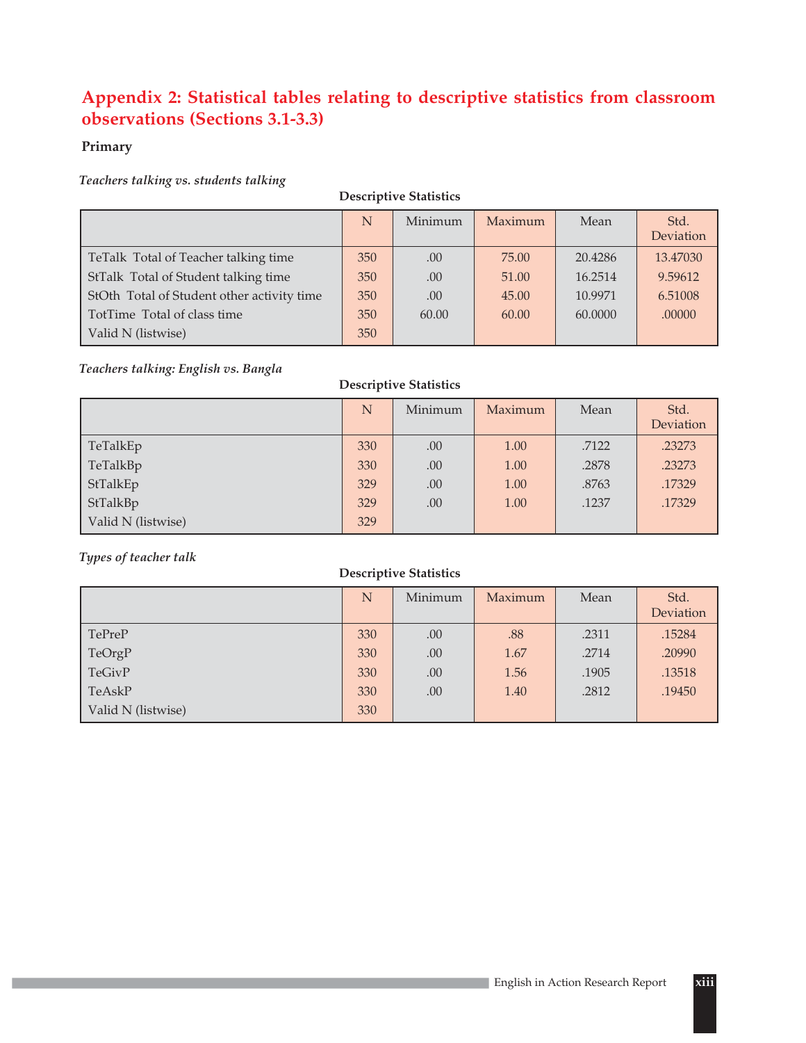## Appendix 2: Statistical tables relating to descriptive statistics from classroom observations (Sections 3.1-3.3)

**Primary**

*Teachers talking vs. students talking*

**Descriptive Statistics**

| | N | Minimum | Maximum | Mean | Std. Deviation |
|---|---|---|---|---|---|
| TeTalk  Total of Teacher talking time | 350 | .00 | 75.00 | 20.4286 | 13.47030 |
| StTalk  Total of Student talking time | 350 | .00 | 51.00 | 16.2514 | 9.59612 |
| StOth  Total of Student other activity time | 350 | .00 | 45.00 | 10.9971 | 6.51008 |
| TotTime  Total of class time | 350 | 60.00 | 60.00 | 60.0000 | .00000 |
| Valid N (listwise) | 350 | | | | |

*Teachers talking: English vs. Bangla*

**Descriptive Statistics**

| | N | Minimum | Maximum | Mean | Std. Deviation |
|---|---|---|---|---|---|
| TeTalkEp | 330 | .00 | 1.00 | .7122 | .23273 |
| TeTalkBp | 330 | .00 | 1.00 | .2878 | .23273 |
| StTalkEp | 329 | .00 | 1.00 | .8763 | .17329 |
| StTalkBp | 329 | .00 | 1.00 | .1237 | .17329 |
| Valid N (listwise) | 329 | | | | |

*Types of teacher talk*

**Descriptive Statistics**

| | N | Minimum | Maximum | Mean | Std. Deviation |
|---|---|---|---|---|---|
| TePreP | 330 | .00 | .88 | .2311 | .15284 |
| TeOrgP | 330 | .00 | 1.67 | .2714 | .20990 |
| TeGivP | 330 | .00 | 1.56 | .1905 | .13518 |
| TeAskP | 330 | .00 | 1.40 | .2812 | .19450 |
| Valid N (listwise) | 330 | | | | |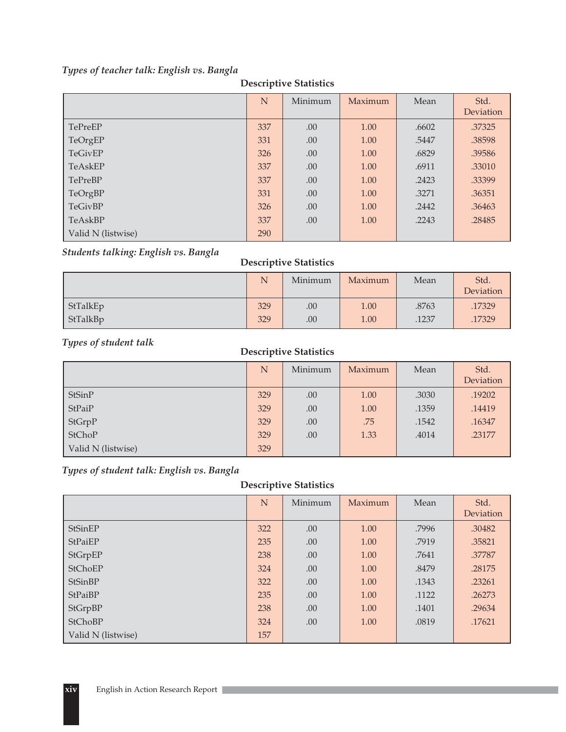*Types of teacher talk: English vs. Bangla*

**Descriptive Statistics**

| | N | Minimum | Maximum | Mean | Std. Deviation |
|---|---|---|---|---|---|
| TePreEP | 337 | .00 | 1.00 | .6602 | .37325 |
| TeOrgEP | 331 | .00 | 1.00 | .5447 | .38598 |
| TeGivEP | 326 | .00 | 1.00 | .6829 | .39586 |
| TeAskEP | 337 | .00 | 1.00 | .6911 | .33010 |
| TePreBP | 337 | .00 | 1.00 | .2423 | .33399 |
| TeOrgBP | 331 | .00 | 1.00 | .3271 | .36351 |
| TeGivBP | 326 | .00 | 1.00 | .2442 | .36463 |
| TeAskBP | 337 | .00 | 1.00 | .2243 | .28485 |
| Valid N (listwise) | 290 | | | | |

*Students talking: English vs. Bangla*

**Descriptive Statistics**

| | N | Minimum | Maximum | Mean | Std. Deviation |
|---|---|---|---|---|---|
| StTalkEp | 329 | .00 | 1.00 | .8763 | .17329 |
| StTalkBp | 329 | .00 | 1.00 | .1237 | .17329 |

*Types of student talk*

**Descriptive Statistics**

| | N | Minimum | Maximum | Mean | Std. Deviation |
|---|---|---|---|---|---|
| StSinP | 329 | .00 | 1.00 | .3030 | .19202 |
| StPaiP | 329 | .00 | 1.00 | .1359 | .14419 |
| StGrpP | 329 | .00 | .75 | .1542 | .16347 |
| StChoP | 329 | .00 | 1.33 | .4014 | .23177 |
| Valid N (listwise) | 329 | | | | |

*Types of student talk: English vs. Bangla*

**Descriptive Statistics**

| | N | Minimum | Maximum | Mean | Std. Deviation |
|---|---|---|---|---|---|
| StSinEP | 322 | .00 | 1.00 | .7996 | .30482 |
| StPaiEP | 235 | .00 | 1.00 | .7919 | .35821 |
| StGrpEP | 238 | .00 | 1.00 | .7641 | .37787 |
| StChoEP | 324 | .00 | 1.00 | .8479 | .28175 |
| StSinBP | 322 | .00 | 1.00 | .1343 | .23261 |
| StPaiBP | 235 | .00 | 1.00 | .1122 | .26273 |
| StGrpBP | 238 | .00 | 1.00 | .1401 | .29634 |
| StChoBP | 324 | .00 | 1.00 | .0819 | .17621 |
| Valid N (listwise) | 157 | | | | |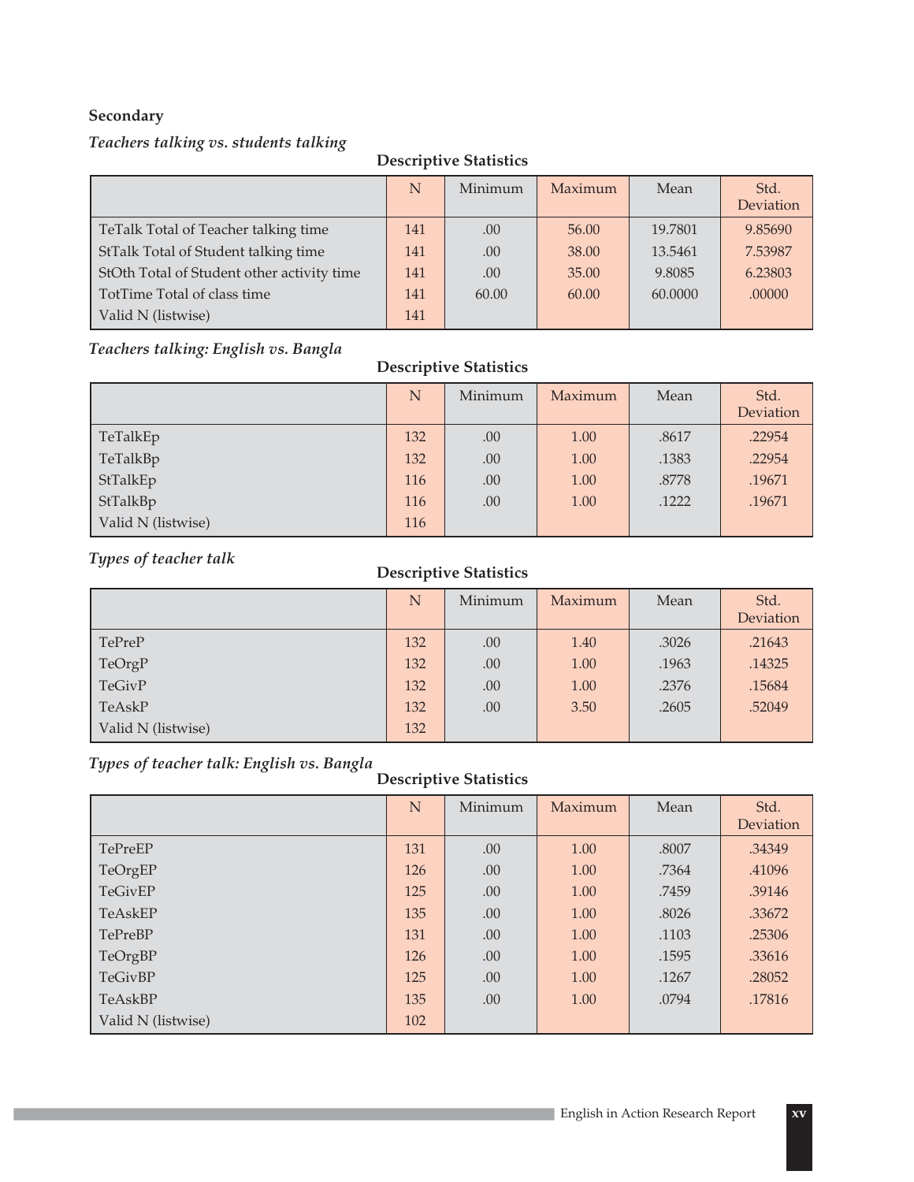**Secondary**

*Teachers talking vs. students talking*

**Descriptive Statistics**

| | N | Minimum | Maximum | Mean | Std. Deviation |
|---|---|---|---|---|---|
| TeTalk Total of Teacher talking time | 141 | .00 | 56.00 | 19.7801 | 9.85690 |
| StTalk Total of Student talking time | 141 | .00 | 38.00 | 13.5461 | 7.53987 |
| StOth Total of Student other activity time | 141 | .00 | 35.00 | 9.8085 | 6.23803 |
| TotTime Total of class time | 141 | 60.00 | 60.00 | 60.0000 | .00000 |
| Valid N (listwise) | 141 | | | | |

*Teachers talking: English vs. Bangla*

**Descriptive Statistics**

| | N | Minimum | Maximum | Mean | Std. Deviation |
|---|---|---|---|---|---|
| TeTalkEp | 132 | .00 | 1.00 | .8617 | .22954 |
| TeTalkBp | 132 | .00 | 1.00 | .1383 | .22954 |
| StTalkEp | 116 | .00 | 1.00 | .8778 | .19671 |
| StTalkBp | 116 | .00 | 1.00 | .1222 | .19671 |
| Valid N (listwise) | 116 | | | | |

*Types of teacher talk*

**Descriptive Statistics**

| | N | Minimum | Maximum | Mean | Std. Deviation |
|---|---|---|---|---|---|
| TePreP | 132 | .00 | 1.40 | .3026 | .21643 |
| TeOrgP | 132 | .00 | 1.00 | .1963 | .14325 |
| TeGivP | 132 | .00 | 1.00 | .2376 | .15684 |
| TeAskP | 132 | .00 | 3.50 | .2605 | .52049 |
| Valid N (listwise) | 132 | | | | |

*Types of teacher talk: English vs. Bangla*

**Descriptive Statistics**

| | N | Minimum | Maximum | Mean | Std. Deviation |
|---|---|---|---|---|---|
| TePreEP | 131 | .00 | 1.00 | .8007 | .34349 |
| TeOrgEP | 126 | .00 | 1.00 | .7364 | .41096 |
| TeGivEP | 125 | .00 | 1.00 | .7459 | .39146 |
| TeAskEP | 135 | .00 | 1.00 | .8026 | .33672 |
| TePreBP | 131 | .00 | 1.00 | .1103 | .25306 |
| TeOrgBP | 126 | .00 | 1.00 | .1595 | .33616 |
| TeGivBP | 125 | .00 | 1.00 | .1267 | .28052 |
| TeAskBP | 135 | .00 | 1.00 | .0794 | .17816 |
| Valid N (listwise) | 102 | | | | |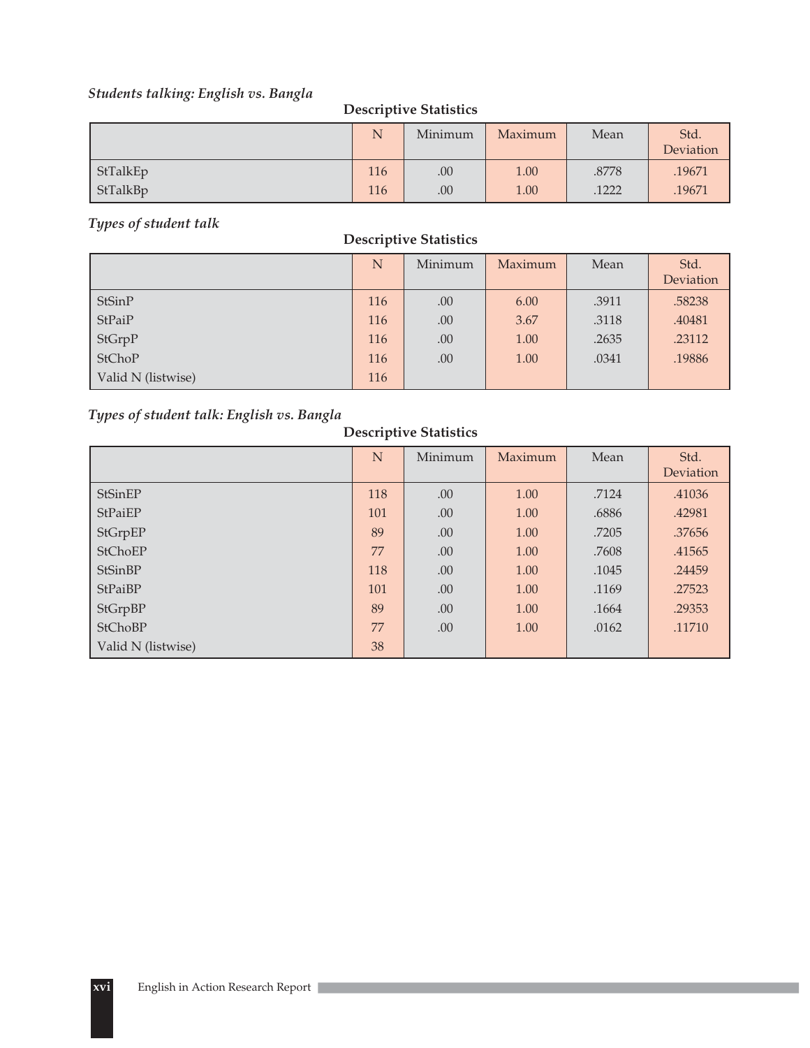*Students talking: English vs. Bangla*

**Descriptive Statistics**

| | N | Minimum | Maximum | Mean | Std. Deviation |
|---|---|---|---|---|---|
| StTalkEp | 116 | .00 | 1.00 | .8778 | .19671 |
| StTalkBp | 116 | .00 | 1.00 | .1222 | .19671 |

*Types of student talk*

**Descriptive Statistics**

| | N | Minimum | Maximum | Mean | Std. Deviation |
|---|---|---|---|---|---|
| StSinP | 116 | .00 | 6.00 | .3911 | .58238 |
| StPaiP | 116 | .00 | 3.67 | .3118 | .40481 |
| StGrpP | 116 | .00 | 1.00 | .2635 | .23112 |
| StChoP | 116 | .00 | 1.00 | .0341 | .19886 |
| Valid N (listwise) | 116 | | | | |

*Types of student talk: English vs. Bangla*

**Descriptive Statistics**

| | N | Minimum | Maximum | Mean | Std. Deviation |
|---|---|---|---|---|---|
| StSinEP | 118 | .00 | 1.00 | .7124 | .41036 |
| StPaiEP | 101 | .00 | 1.00 | .6886 | .42981 |
| StGrpEP | 89 | .00 | 1.00 | .7205 | .37656 |
| StChoEP | 77 | .00 | 1.00 | .7608 | .41565 |
| StSinBP | 118 | .00 | 1.00 | .1045 | .24459 |
| StPaiBP | 101 | .00 | 1.00 | .1169 | .27523 |
| StGrpBP | 89 | .00 | 1.00 | .1664 | .29353 |
| StChoBP | 77 | .00 | 1.00 | .0162 | .11710 |
| Valid N (listwise) | 38 | | | | |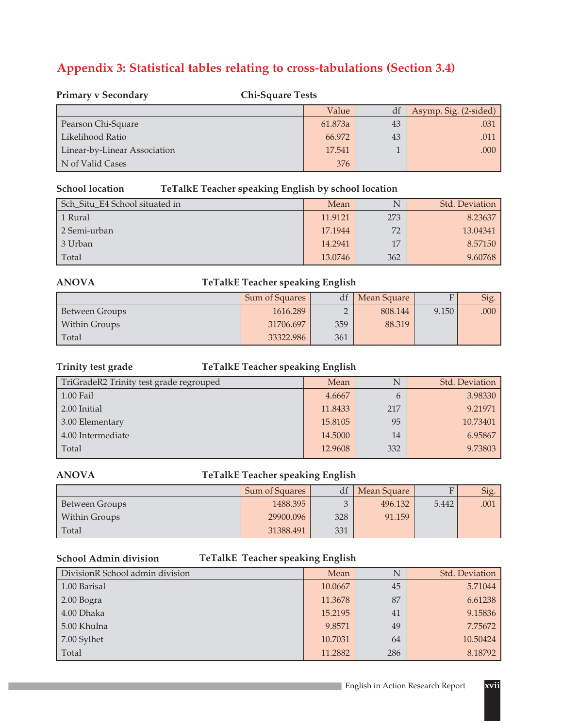## Appendix 3: Statistical tables relating to cross-tabulations (Section 3.4)

**Primary v Secondary** **Chi-Square Tests**

| | Value | df | Asymp. Sig. (2-sided) |
|---|---|---|---|
| Pearson Chi-Square | 61.873a | 43 | .031 |
| Likelihood Ratio | 66.972 | 43 | .011 |
| Linear-by-Linear Association | 17.541 | 1 | .000 |
| N of Valid Cases | 376 | | |

**School location** **TeTalkE Teacher speaking English by school location**

| Sch_Situ_E4 School situated in | Mean | N | Std. Deviation |
|---|---|---|---|
| 1 Rural | 11.9121 | 273 | 8.23637 |
| 2 Semi-urban | 17.1944 | 72 | 13.04341 |
| 3 Urban | 14.2941 | 17 | 8.57150 |
| Total | 13.0746 | 362 | 9.60768 |

**ANOVA** **TeTalkE Teacher speaking English**

| | Sum of Squares | df | Mean Square | F | Sig. |
|---|---|---|---|---|---|
| Between Groups | 1616.289 | 2 | 808.144 | 9.150 | .000 |
| Within Groups | 31706.697 | 359 | 88.319 | | |
| Total | 33322.986 | 361 | | | |

**Trinity test grade** **TeTalkE Teacher speaking English**

| TriGradeR2 Trinity test grade regrouped | Mean | N | Std. Deviation |
|---|---|---|---|
| 1.00 Fail | 4.6667 | 6 | 3.98330 |
| 2.00 Initial | 11.8433 | 217 | 9.21971 |
| 3.00 Elementary | 15.8105 | 95 | 10.73401 |
| 4.00 Intermediate | 14.5000 | 14 | 6.95867 |
| Total | 12.9608 | 332 | 9.73803 |

**ANOVA** **TeTalkE Teacher speaking English**

| | Sum of Squares | df | Mean Square | F | Sig. |
|---|---|---|---|---|---|
| Between Groups | 1488.395 | 3 | 496.132 | 5.442 | .001 |
| Within Groups | 29900.096 | 328 | 91.159 | | |
| Total | 31388.491 | 331 | | | |

**School Admin division** **TeTalkE Teacher speaking English**

| DivisionR School admin division | Mean | N | Std. Deviation |
|---|---|---|---|
| 1.00 Barisal | 10.0667 | 45 | 5.71044 |
| 2.00 Bogra | 11.3678 | 87 | 6.61238 |
| 4.00 Dhaka | 15.2195 | 41 | 9.15836 |
| 5.00 Khulna | 9.8571 | 49 | 7.75672 |
| 7.00 Sylhet | 10.7031 | 64 | 10.50424 |
| Total | 11.2882 | 286 | 8.18792 |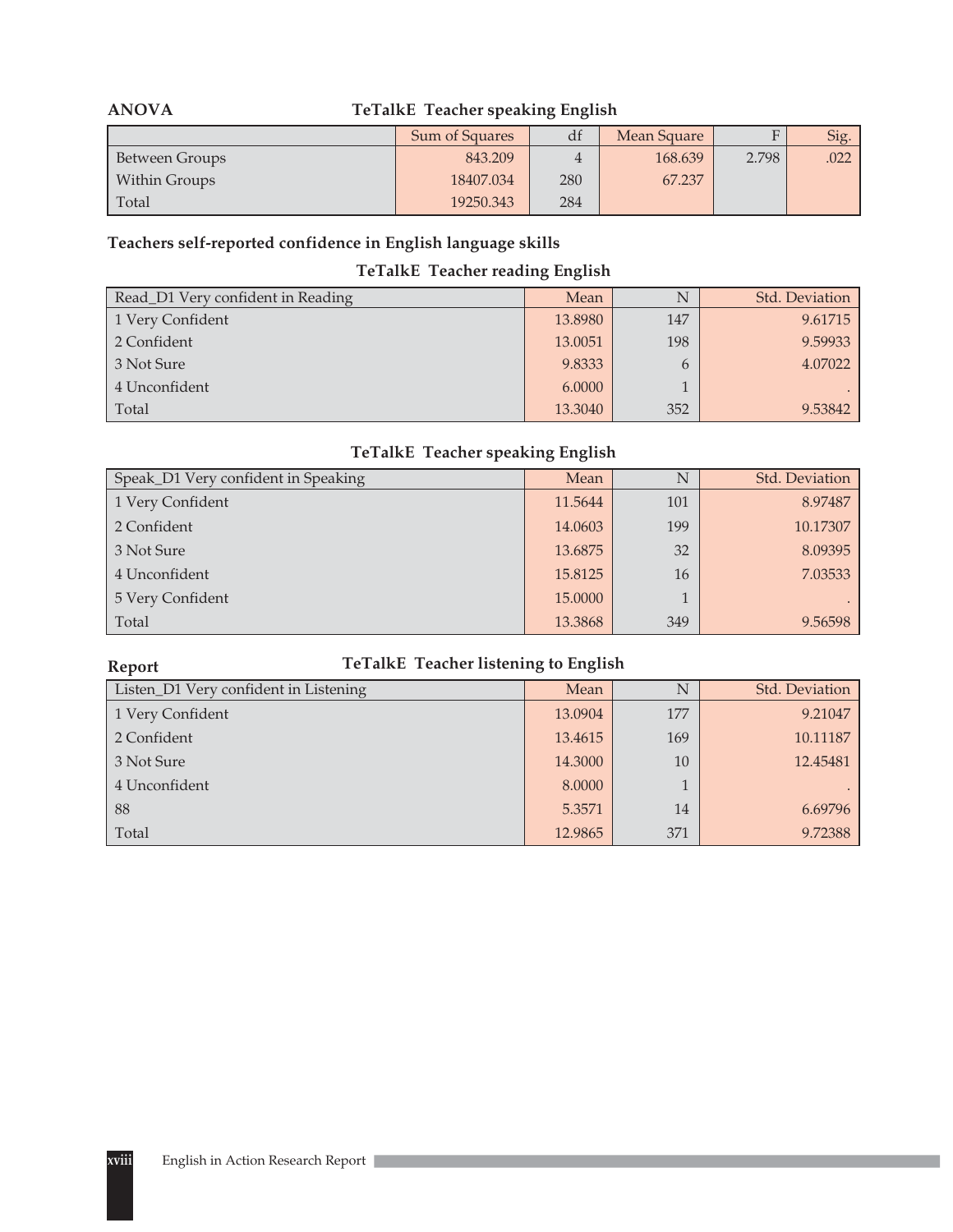**ANOVA** TeTalkE Teacher speaking English

| | Sum of Squares | df | Mean Square | F | Sig. |
|---|---|---|---|---|---|
| Between Groups | 843.209 | 4 | 168.639 | 2.798 | .022 |
| Within Groups | 18407.034 | 280 | 67.237 | | |
| Total | 19250.343 | 284 | | | |

**Teachers self-reported confidence in English language skills**

**TeTalkE Teacher reading English**

| Read_D1 Very confident in Reading | Mean | N | Std. Deviation |
|---|---|---|---|
| 1 Very Confident | 13.8980 | 147 | 9.61715 |
| 2 Confident | 13.0051 | 198 | 9.59933 |
| 3 Not Sure | 9.8333 | 6 | 4.07022 |
| 4 Unconfident | 6.0000 | 1 | . |
| Total | 13.3040 | 352 | 9.53842 |

**TeTalkE Teacher speaking English**

| Speak_D1 Very confident in Speaking | Mean | N | Std. Deviation |
|---|---|---|---|
| 1 Very Confident | 11.5644 | 101 | 8.97487 |
| 2 Confident | 14.0603 | 199 | 10.17307 |
| 3 Not Sure | 13.6875 | 32 | 8.09395 |
| 4 Unconfident | 15.8125 | 16 | 7.03533 |
| 5 Very Confident | 15.0000 | 1 | . |
| Total | 13.3868 | 349 | 9.56598 |

**Report** TeTalkE Teacher listening to English

| Listen_D1 Very confident in Listening | Mean | N | Std. Deviation |
|---|---|---|---|
| 1 Very Confident | 13.0904 | 177 | 9.21047 |
| 2 Confident | 13.4615 | 169 | 10.11187 |
| 3 Not Sure | 14.3000 | 10 | 12.45481 |
| 4 Unconfident | 8.0000 | 1 | . |
| 88 | 5.3571 | 14 | 6.69796 |
| Total | 12.9865 | 371 | 9.72388 |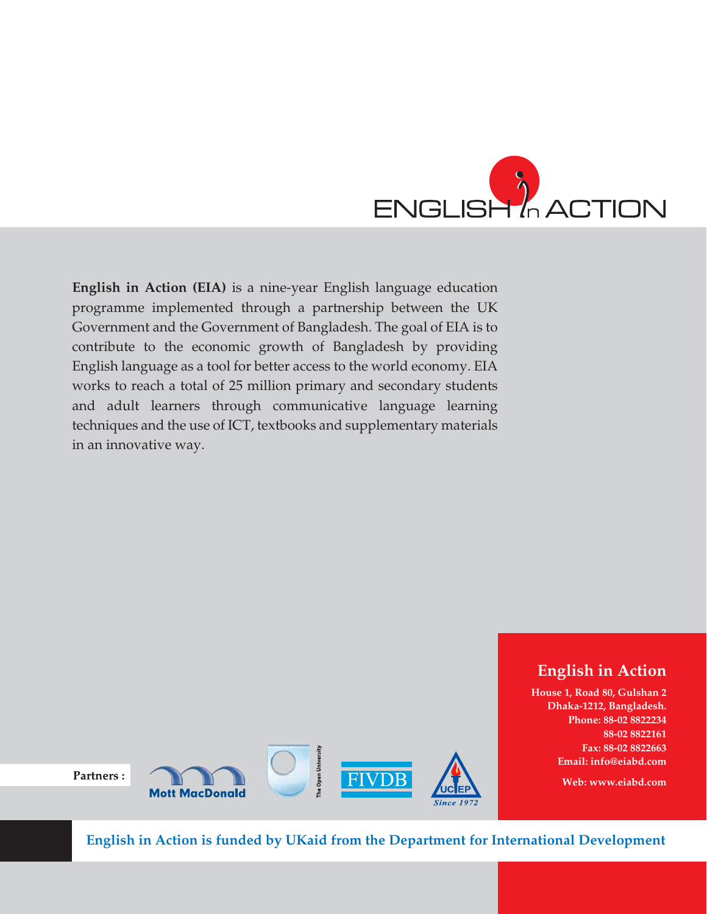ENGLISH in ACTION

**English in Action (EIA)** is a nine-year English language education programme implemented through a partnership between the UK Government and the Government of Bangladesh. The goal of EIA is to contribute to the economic growth of Bangladesh by providing English language as a tool for better access to the world economy. EIA works to reach a total of 25 million primary and secondary students and adult learners through communicative language learning techniques and the use of ICT, textbooks and supplementary materials in an innovative way.

**English in Action**

**House 1, Road 80, Gulshan 2**
**Dhaka-1212, Bangladesh.**
**Phone: 88-02 8822234**
**88-02 8822161**
**Fax: 88-02 8822663**
**Email: info@eiabd.com**

**Web: www.eiabd.com**

**Partners :** Mott MacDonald, The Open University, FIVDB, UCEP Since 1972

**English in Action is funded by UKaid from the Department for International Development**